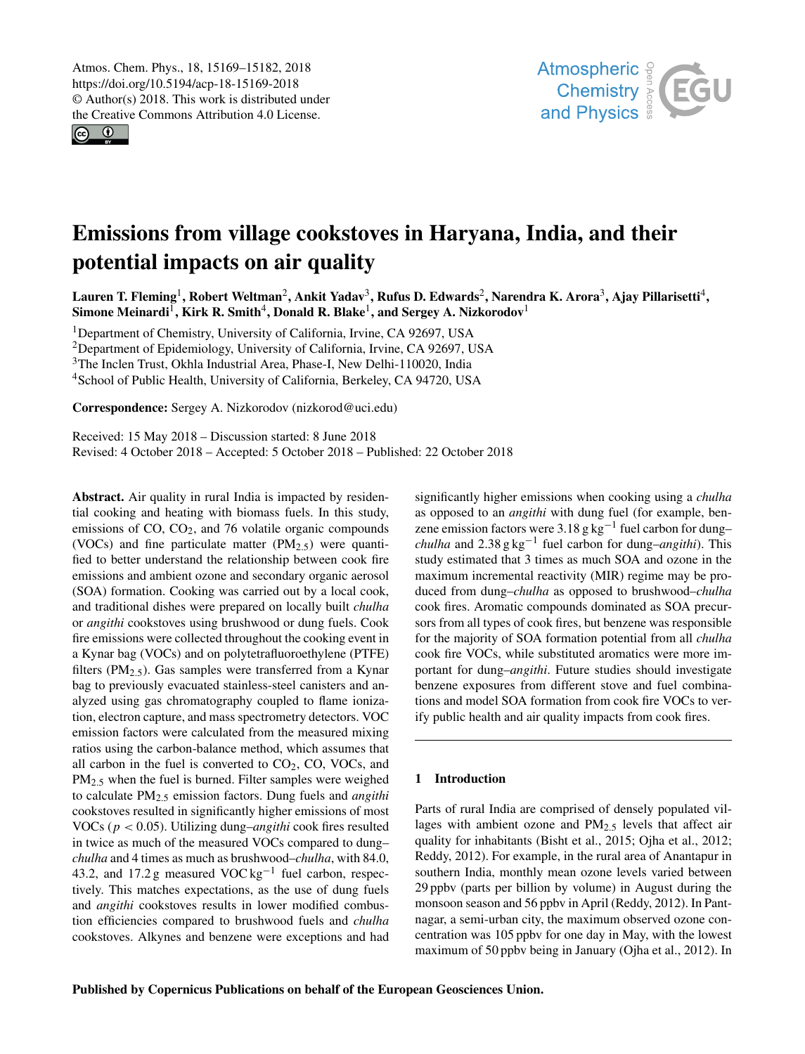# Emissions from village cookstoves in Haryana, India, and their potential impacts on air quality

**Lauren T. Fleming[1], Robert Weltman[2], Ankit Yadav[3], Rufus D. Edwards[2], Narendra K. Arora[3], Ajay Pillarisetti[4], Simone Meinardi[1], Kirk R. Smith[4], Donald R. Blake[1], and Sergey A. Nizkorodov[1]**

[1]Department of Chemistry, University of California, Irvine, CA 92697, USA
[2]Department of Epidemiology, University of California, Irvine, CA 92697, USA
[3]The Inclen Trust, Okhla Industrial Area, Phase-I, New Delhi-110020, India
[4]School of Public Health, University of California, Berkeley, CA 94720, USA

**Correspondence:** Sergey A. Nizkorodov (nizkorod@uci.edu)

Received: 15 May 2018 – Discussion started: 8 June 2018
Revised: 4 October 2018 – Accepted: 5 October 2018 – Published: 22 October 2018

**Abstract.** Air quality in rural India is impacted by residential cooking and heating with biomass fuels. In this study, emissions of CO, $CO_2$, and 76 volatile organic compounds (VOCs) and fine particulate matter ($PM_{2.5}$) were quantified to better understand the relationship between cook fire emissions and ambient ozone and secondary organic aerosol (SOA) formation. Cooking was carried out by a local cook, and traditional dishes were prepared on locally built *chulha* or *angithi* cookstoves using brushwood or dung fuels. Cook fire emissions were collected throughout the cooking event in a Kynar bag (VOCs) and on polytetrafluoroethylene (PTFE) filters ($PM_{2.5}$). Gas samples were transferred from a Kynar bag to previously evacuated stainless-steel canisters and analyzed using gas chromatography coupled to flame ionization, electron capture, and mass spectrometry detectors. VOC emission factors were calculated from the measured mixing ratios using the carbon-balance method, which assumes that all carbon in the fuel is converted to $CO_2$, CO, VOCs, and $PM_{2.5}$ when the fuel is burned. Filter samples were weighed to calculate $PM_{2.5}$ emission factors. Dung fuels and *angithi* cookstoves resulted in significantly higher emissions of most VOCs ($p < 0.05$). Utilizing dung–*angithi* cook fires resulted in twice as much of the measured VOCs compared to dung–*chulha* and 4 times as much as brushwood–*chulha*, with 84.0, 43.2, and 17.2 g measured VOC $kg^{-1}$ fuel carbon, respectively. This matches expectations, as the use of dung fuels and *angithi* cookstoves results in lower modified combustion efficiencies compared to brushwood fuels and *chulha* cookstoves. Alkynes and benzene were exceptions and had significantly higher emissions when cooking using a *chulha* as opposed to an *angithi* with dung fuel (for example, benzene emission factors were 3.18 $g\,kg^{-1}$ fuel carbon for dung–*chulha* and 2.38 $g\,kg^{-1}$ fuel carbon for dung–*angithi*). This study estimated that 3 times as much SOA and ozone in the maximum incremental reactivity (MIR) regime may be produced from dung–*chulha* as opposed to brushwood–*chulha* cook fires. Aromatic compounds dominated as SOA precursors from all types of cook fires, but benzene was responsible for the majority of SOA formation potential from all *chulha* cook fire VOCs, while substituted aromatics were more important for dung–*angithi*. Future studies should investigate benzene exposures from different stove and fuel combinations and model SOA formation from cook fire VOCs to verify public health and air quality impacts from cook fires.

## 1 Introduction

Parts of rural India are comprised of densely populated villages with ambient ozone and $PM_{2.5}$ levels that affect air quality for inhabitants (Bisht et al., 2015; Ojha et al., 2012; Reddy, 2012). For example, in the rural area of Anantapur in southern India, monthly mean ozone levels varied between 29 ppbv (parts per billion by volume) in August during the monsoon season and 56 ppbv in April (Reddy, 2012). In Pantnagar, a semi-urban city, the maximum observed ozone concentration was 105 ppbv for one day in May, with the lowest maximum of 50 ppbv being in January (Ojha et al., 2012). In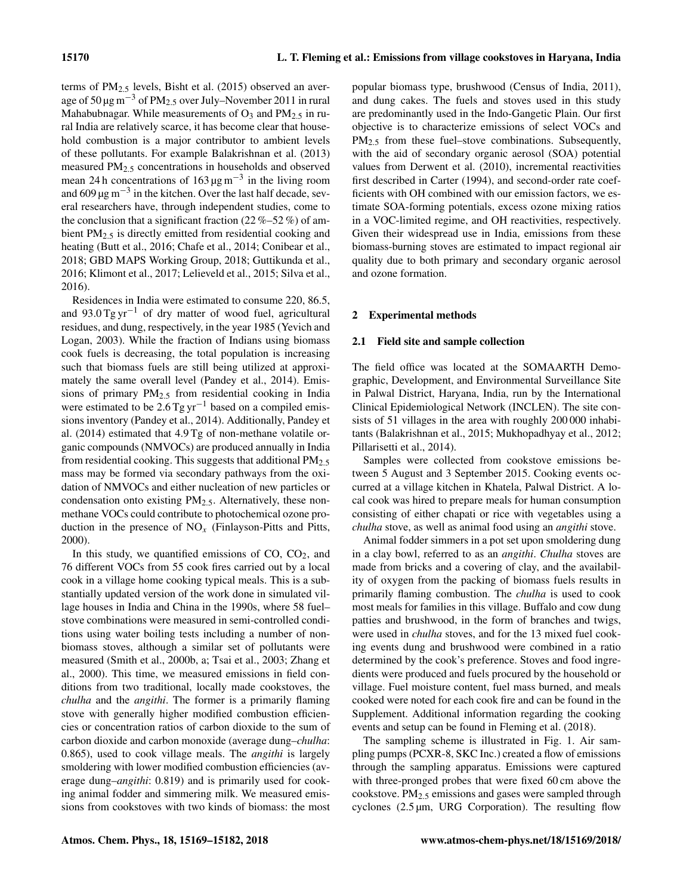terms of $PM_{2.5}$ levels, Bisht et al. (2015) observed an average of $50\,\mu g\,m^{-3}$ of $PM_{2.5}$ over July–November 2011 in rural Mahabubnagar. While measurements of $O_3$ and $PM_{2.5}$ in rural India are relatively scarce, it has become clear that household combustion is a major contributor to ambient levels of these pollutants. For example Balakrishnan et al. (2013) measured $PM_{2.5}$ concentrations in households and observed mean 24 h concentrations of $163\,\mu g\,m^{-3}$ in the living room and $609\,\mu g\,m^{-3}$ in the kitchen. Over the last half decade, several researchers have, through independent studies, come to the conclusion that a significant fraction (22 %–52 %) of ambient $PM_{2.5}$ is directly emitted from residential cooking and heating (Butt et al., 2016; Chafe et al., 2014; Conibear et al., 2018; GBD MAPS Working Group, 2018; Guttikunda et al., 2016; Klimont et al., 2017; Lelieveld et al., 2015; Silva et al., 2016).

Residences in India were estimated to consume 220, 86.5, and $93.0\,Tg\,yr^{-1}$ of dry matter of wood fuel, agricultural residues, and dung, respectively, in the year 1985 (Yevich and Logan, 2003). While the fraction of Indians using biomass cook fuels is decreasing, the total population is increasing such that biomass fuels are still being utilized at approximately the same overall level (Pandey et al., 2014). Emissions of primary $PM_{2.5}$ from residential cooking in India were estimated to be $2.6\,Tg\,yr^{-1}$ based on a compiled emissions inventory (Pandey et al., 2014). Additionally, Pandey et al. (2014) estimated that 4.9 Tg of non-methane volatile organic compounds (NMVOCs) are produced annually in India from residential cooking. This suggests that additional $PM_{2.5}$ mass may be formed via secondary pathways from the oxidation of NMVOCs and either nucleation of new particles or condensation onto existing $PM_{2.5}$. Alternatively, these non-methane VOCs could contribute to photochemical ozone production in the presence of $NO_x$ (Finlayson-Pitts and Pitts, 2000).

In this study, we quantified emissions of CO, $CO_2$, and 76 different VOCs from 55 cook fires carried out by a local cook in a village home cooking typical meals. This is a substantially updated version of the work done in simulated village houses in India and China in the 1990s, where 58 fuel–stove combinations were measured in semi-controlled conditions using water boiling tests including a number of non-biomass stoves, although a similar set of pollutants were measured (Smith et al., 2000b, a; Tsai et al., 2003; Zhang et al., 2000). This time, we measured emissions in field conditions from two traditional, locally made cookstoves, the *chulha* and the *angithi*. The former is a primarily flaming stove with generally higher modified combustion efficiencies or concentration ratios of carbon dioxide to the sum of carbon dioxide and carbon monoxide (average dung–*chulha*: 0.865), used to cook village meals. The *angithi* is largely smoldering with lower modified combustion efficiencies (average dung–*angithi*: 0.819) and is primarily used for cooking animal fodder and simmering milk. We measured emissions from cookstoves with two kinds of biomass: the most popular biomass type, brushwood (Census of India, 2011), and dung cakes. The fuels and stoves used in this study are predominantly used in the Indo-Gangetic Plain. Our first objective is to characterize emissions of select VOCs and $PM_{2.5}$ from these fuel–stove combinations. Subsequently, with the aid of secondary organic aerosol (SOA) potential values from Derwent et al. (2010), incremental reactivities first described in Carter (1994), and second-order rate coefficients with OH combined with our emission factors, we estimate SOA-forming potentials, excess ozone mixing ratios in a VOC-limited regime, and OH reactivities, respectively. Given their widespread use in India, emissions from these biomass-burning stoves are estimated to impact regional air quality due to both primary and secondary organic aerosol and ozone formation.

## 2 Experimental methods

### 2.1 Field site and sample collection

The field office was located at the SOMAARTH Demographic, Development, and Environmental Surveillance Site in Palwal District, Haryana, India, run by the International Clinical Epidemiological Network (INCLEN). The site consists of 51 villages in the area with roughly 200 000 inhabitants (Balakrishnan et al., 2015; Mukhopadhyay et al., 2012; Pillarisetti et al., 2014).

Samples were collected from cookstove emissions between 5 August and 3 September 2015. Cooking events occurred at a village kitchen in Khatela, Palwal District. A local cook was hired to prepare meals for human consumption consisting of either chapati or rice with vegetables using a *chulha* stove, as well as animal food using an *angithi* stove.

Animal fodder simmers in a pot set upon smoldering dung in a clay bowl, referred to as an *angithi*. *Chulha* stoves are made from bricks and a covering of clay, and the availability of oxygen from the packing of biomass fuels results in primarily flaming combustion. The *chulha* is used to cook most meals for families in this village. Buffalo and cow dung patties and brushwood, in the form of branches and twigs, were used in *chulha* stoves, and for the 13 mixed fuel cooking events dung and brushwood were combined in a ratio determined by the cook's preference. Stoves and food ingredients were produced and fuels procured by the household or village. Fuel moisture content, fuel mass burned, and meals cooked were noted for each cook fire and can be found in the Supplement. Additional information regarding the cooking events and setup can be found in Fleming et al. (2018).

The sampling scheme is illustrated in Fig. 1. Air sampling pumps (PCXR-8, SKC Inc.) created a flow of emissions through the sampling apparatus. Emissions were captured with three-pronged probes that were fixed 60 cm above the cookstove. $PM_{2.5}$ emissions and gases were sampled through cyclones (2.5 µm, URG Corporation). The resulting flow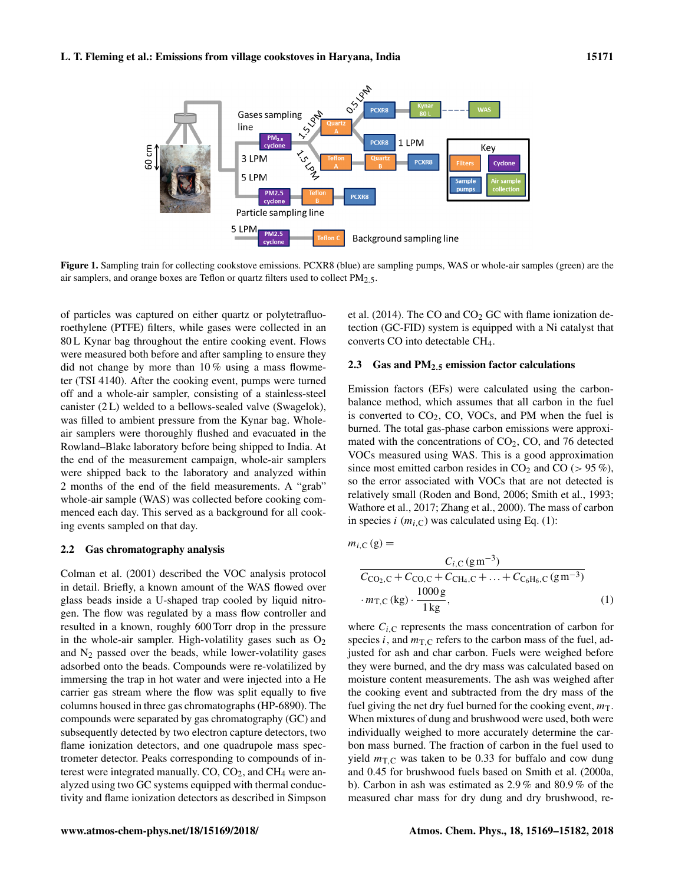**Figure 1.** Sampling train for collecting cookstove emissions. PCXR8 (blue) are sampling pumps, WAS or whole-air samples (green) are the air samplers, and orange boxes are Teflon or quartz filters used to collect $PM_{2.5}$.

of particles was captured on either quartz or polytetrafluoroethylene (PTFE) filters, while gases were collected in an 80 L Kynar bag throughout the entire cooking event. Flows were measured both before and after sampling to ensure they did not change by more than 10 % using a mass flowmeter (TSI 4140). After the cooking event, pumps were turned off and a whole-air sampler, consisting of a stainless-steel canister (2 L) welded to a bellows-sealed valve (Swagelok), was filled to ambient pressure from the Kynar bag. Whole-air samplers were thoroughly flushed and evacuated in the Rowland–Blake laboratory before being shipped to India. At the end of the measurement campaign, whole-air samplers were shipped back to the laboratory and analyzed within 2 months of the end of the field measurements. A "grab" whole-air sample (WAS) was collected before cooking commenced each day. This served as a background for all cooking events sampled on that day.

## 2.2 Gas chromatography analysis

Colman et al. (2001) described the VOC analysis protocol in detail. Briefly, a known amount of the WAS flowed over glass beads inside a U-shaped trap cooled by liquid nitrogen. The flow was regulated by a mass flow controller and resulted in a known, roughly 600 Torr drop in the pressure in the whole-air sampler. High-volatility gases such as $O_2$ and $N_2$ passed over the beads, while lower-volatility gases adsorbed onto the beads. Compounds were re-volatilized by immersing the trap in hot water and were injected into a He carrier gas stream where the flow was split equally to five columns housed in three gas chromatographs (HP-6890). The compounds were separated by gas chromatography (GC) and subsequently detected by two electron capture detectors, two flame ionization detectors, and one quadrupole mass spectrometer detector. Peaks corresponding to compounds of interest were integrated manually. CO, $CO_2$, and $CH_4$ were analyzed using two GC systems equipped with thermal conductivity and flame ionization detectors as described in Simpson et al. (2014). The CO and $CO_2$ GC with flame ionization detection (GC-FID) system is equipped with a Ni catalyst that converts CO into detectable $CH_4$.

## 2.3 Gas and $PM_{2.5}$ emission factor calculations

Emission factors (EFs) were calculated using the carbon-balance method, which assumes that all carbon in the fuel is converted to $CO_2$, CO, VOCs, and PM when the fuel is burned. The total gas-phase carbon emissions were approximated with the concentrations of $CO_2$, CO, and 76 detected VOCs measured using WAS. This is a good approximation since most emitted carbon resides in $CO_2$ and CO (> 95 %), so the error associated with VOCs that are not detected is relatively small (Roden and Bond, 2006; Smith et al., 1993; Wathore et al., 2017; Zhang et al., 2000). The mass of carbon in species $i$ ($m_{i,\mathrm{C}}$) was calculated using Eq. (1):

$$m_{i,\mathrm{C}}\,(\mathrm{g}) = \frac{C_{i,\mathrm{C}}\,(\mathrm{g\,m^{-3}})}{C_{\mathrm{CO_2,C}} + C_{\mathrm{CO,C}} + C_{\mathrm{CH_4,C}} + \ldots + C_{\mathrm{C_6H_6,C}}\,(\mathrm{g\,m^{-3}})} \cdot m_{\mathrm{T,C}}\,(\mathrm{kg}) \cdot \frac{1000\,\mathrm{g}}{1\,\mathrm{kg}}, \tag{1}$$

where $C_{i,\mathrm{C}}$ represents the mass concentration of carbon for species $i$, and $m_{\mathrm{T,C}}$ refers to the carbon mass of the fuel, adjusted for ash and char carbon. Fuels were weighed before they were burned, and the dry mass was calculated based on moisture content measurements. The ash was weighed after the cooking event and subtracted from the dry mass of the fuel giving the net dry fuel burned for the cooking event, $m_{\mathrm{T}}$. When mixtures of dung and brushwood were used, both were individually weighed to more accurately determine the carbon mass burned. The fraction of carbon in the fuel used to yield $m_{\mathrm{T,C}}$ was taken to be 0.33 for buffalo and cow dung and 0.45 for brushwood fuels based on Smith et al. (2000a, b). Carbon in ash was estimated as 2.9 % and 80.9 % of the measured char mass for dry dung and dry brushwood, re-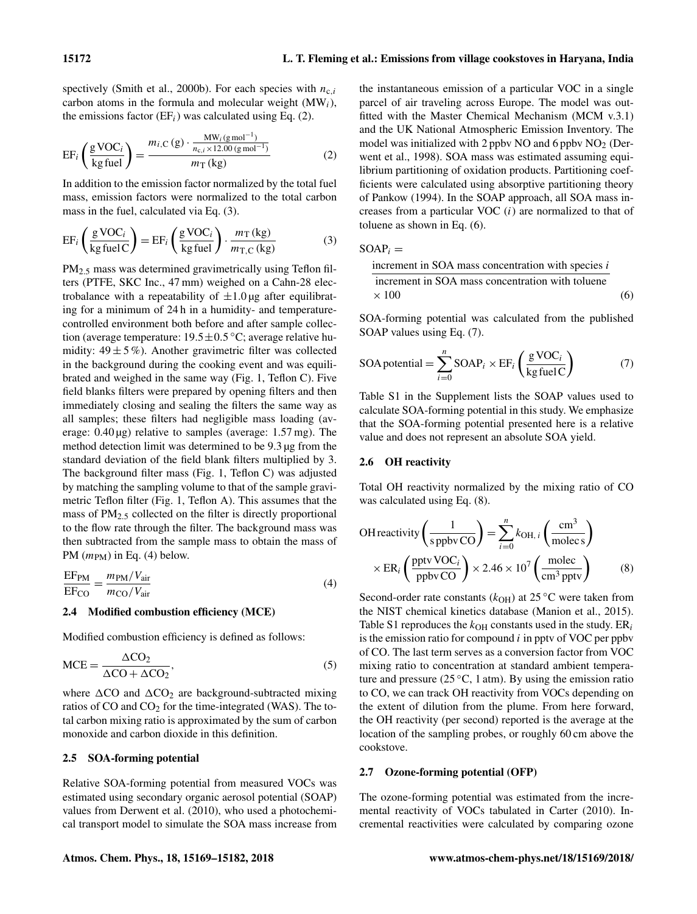spectively (Smith et al., 2000b). For each species with $n_{c,i}$ carbon atoms in the formula and molecular weight ($MW_i$), the emissions factor ($EF_i$) was calculated using Eq. (2).

$$\mathrm{EF}_i\left(\frac{\mathrm{g\,VOC}_i}{\mathrm{kg\,fuel}}\right)=\frac{m_{i,\mathrm{C}}\,(\mathrm{g})\cdot\frac{\mathrm{MW}_i\,(\mathrm{g\,mol^{-1}})}{n_{\mathrm{c},i}\times 12.00\,(\mathrm{g\,mol^{-1}})}}{m_{\mathrm{T}}\,(\mathrm{kg})} \tag{2}$$

In addition to the emission factor normalized by the total fuel mass, emission factors were normalized to the total carbon mass in the fuel, calculated via Eq. (3).

$$\mathrm{EF}_i\left(\frac{\mathrm{g\,VOC}_i}{\mathrm{kg\,fuel\,C}}\right)=\mathrm{EF}_i\left(\frac{\mathrm{g\,VOC}_i}{\mathrm{kg\,fuel}}\right)\cdot\frac{m_{\mathrm{T}}\,(\mathrm{kg})}{m_{\mathrm{T,C}}\,(\mathrm{kg})} \tag{3}$$

$PM_{2.5}$ mass was determined gravimetrically using Teflon filters (PTFE, SKC Inc., 47 mm) weighed on a Cahn-28 electrobalance with a repeatability of $\pm 1.0$ µg after equilibrating for a minimum of 24 h in a humidity- and temperature-controlled environment both before and after sample collection (average temperature: $19.5 \pm 0.5$ °C; average relative humidity: $49 \pm 5$ %). Another gravimetric filter was collected in the background during the cooking event and was equilibrated and weighed in the same way (Fig. 1, Teflon C). Five field blanks filters were prepared by opening filters and then immediately closing and sealing the filters the same way as all samples; these filters had negligible mass loading (average: 0.40 µg) relative to samples (average: 1.57 mg). The method detection limit was determined to be 9.3 µg from the standard deviation of the field blank filters multiplied by 3. The background filter mass (Fig. 1, Teflon C) was adjusted by matching the sampling volume to that of the sample gravimetric Teflon filter (Fig. 1, Teflon A). This assumes that the mass of $PM_{2.5}$ collected on the filter is directly proportional to the flow rate through the filter. The background mass was then subtracted from the sample mass to obtain the mass of PM ($m_{PM}$) in Eq. (4) below.

$$\frac{\mathrm{EF_{PM}}}{\mathrm{EF_{CO}}}=\frac{m_{\mathrm{PM}}/V_{\mathrm{air}}}{m_{\mathrm{CO}}/V_{\mathrm{air}}} \tag{4}$$

### 2.4 Modified combustion efficiency (MCE)

Modified combustion efficiency is defined as follows:

$$\mathrm{MCE}=\frac{\Delta\mathrm{CO_2}}{\Delta\mathrm{CO}+\Delta\mathrm{CO_2}}, \tag{5}$$

where $\Delta CO$ and $\Delta CO_2$ are background-subtracted mixing ratios of CO and $CO_2$ for the time-integrated (WAS). The total carbon mixing ratio is approximated by the sum of carbon monoxide and carbon dioxide in this definition.

### 2.5 SOA-forming potential

Relative SOA-forming potential from measured VOCs was estimated using secondary organic aerosol potential (SOAP) values from Derwent et al. (2010), who used a photochemical transport model to simulate the SOA mass increase from the instantaneous emission of a particular VOC in a single parcel of air traveling across Europe. The model was outfitted with the Master Chemical Mechanism (MCM v.3.1) and the UK National Atmospheric Emission Inventory. The model was initialized with 2 ppbv NO and 6 ppbv $NO_2$ (Derwent et al., 1998). SOA mass was estimated assuming equilibrium partitioning of oxidation products. Partitioning coefficients were calculated using absorptive partitioning theory of Pankow (1994). In the SOAP approach, all SOA mass increases from a particular VOC ($i$) are normalized to that of toluene as shown in Eq. (6).

$$\mathrm{SOAP}_i=\frac{\text{increment in SOA mass concentration with species } i}{\text{increment in SOA mass concentration with toluene}}\times 100 \tag{6}$$

SOA-forming potential was calculated from the published SOAP values using Eq. (7).

$$\mathrm{SOA\,potential}=\sum_{i=0}^{n}\mathrm{SOAP}_i\times\mathrm{EF}_i\left(\frac{\mathrm{g\,VOC}_i}{\mathrm{kg\,fuel\,C}}\right) \tag{7}$$

Table S1 in the Supplement lists the SOAP values used to calculate SOA-forming potential in this study. We emphasize that the SOA-forming potential presented here is a relative value and does not represent an absolute SOA yield.

### 2.6 OH reactivity

Total OH reactivity normalized by the mixing ratio of CO was calculated using Eq. (8).

$$\mathrm{OH\,reactivity}\left(\frac{1}{\mathrm{s\,ppbv\,CO}}\right)=\sum_{i=0}^{n}k_{\mathrm{OH},\,i}\left(\frac{\mathrm{cm^3}}{\mathrm{molec\,s}}\right)\times\mathrm{ER}_i\left(\frac{\mathrm{pptv\,VOC}_i}{\mathrm{ppbv\,CO}}\right)\times 2.46\times 10^{7}\left(\frac{\mathrm{molec}}{\mathrm{cm^3\,pptv}}\right) \tag{8}$$

Second-order rate constants ($k_{OH}$) at 25 °C were taken from the NIST chemical kinetics database (Manion et al., 2015). Table S1 reproduces the $k_{OH}$ constants used in the study. $ER_i$ is the emission ratio for compound $i$ in pptv of VOC per ppbv of CO. The last term serves as a conversion factor from VOC mixing ratio to concentration at standard ambient temperature and pressure (25 °C, 1 atm). By using the emission ratio to CO, we can track OH reactivity from VOCs depending on the extent of dilution from the plume. From here forward, the OH reactivity (per second) reported is the average at the location of the sampling probes, or roughly 60 cm above the cookstove.

### 2.7 Ozone-forming potential (OFP)

The ozone-forming potential was estimated from the incremental reactivity of VOCs tabulated in Carter (2010). Incremental reactivities were calculated by comparing ozone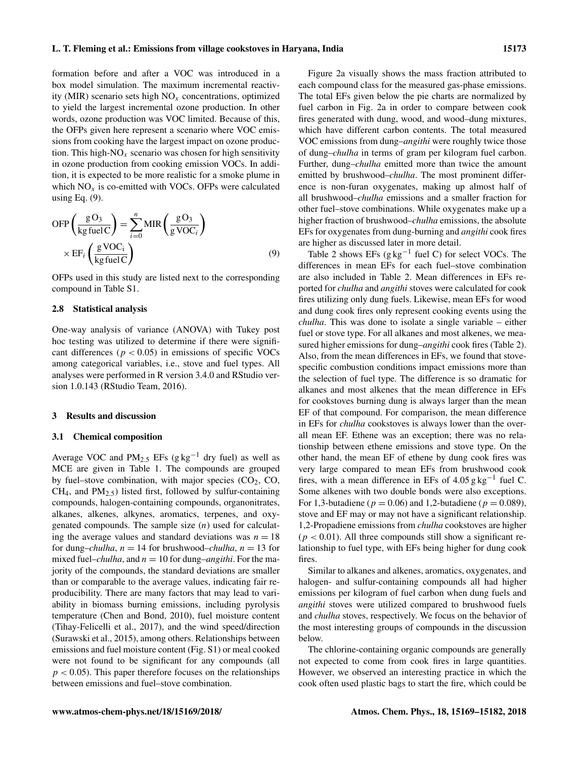formation before and after a VOC was introduced in a box model simulation. The maximum incremental reactivity (MIR) scenario sets high $NO_x$ concentrations, optimized to yield the largest incremental ozone production. In other words, ozone production was VOC limited. Because of this, the OFPs given here represent a scenario where VOC emissions from cooking have the largest impact on ozone production. This high-$NO_x$ scenario was chosen for high sensitivity in ozone production from cooking emission VOCs. In addition, it is expected to be more realistic for a smoke plume in which $NO_x$ is co-emitted with VOCs. OFPs were calculated using Eq. (9).

$$\mathrm{OFP}\left(\frac{\mathrm{g\,O_3}}{\mathrm{kg\,fuel\,C}}\right) = \sum_{i=0}^{n} \mathrm{MIR}\left(\frac{\mathrm{g\,O_3}}{\mathrm{g\,VOC}_i}\right) \times \mathrm{EF}_i\left(\frac{\mathrm{g\,VOC_i}}{\mathrm{kg\,fuel\,C}}\right) \quad (9)$$

OFPs used in this study are listed next to the corresponding compound in Table S1.

### 2.8 Statistical analysis

One-way analysis of variance (ANOVA) with Tukey post hoc testing was utilized to determine if there were significant differences ($p < 0.05$) in emissions of specific VOCs among categorical variables, i.e., stove and fuel types. All analyses were performed in R version 3.4.0 and RStudio version 1.0.143 (RStudio Team, 2016).

## 3 Results and discussion

### 3.1 Chemical composition

Average VOC and $PM_{2.5}$ EFs ($\mathrm{g\,kg^{-1}}$ dry fuel) as well as MCE are given in Table 1. The compounds are grouped by fuel–stove combination, with major species ($CO_2$, CO, $CH_4$, and $PM_{2.5}$) listed first, followed by sulfur-containing compounds, halogen-containing compounds, organonitrates, alkanes, alkenes, alkynes, aromatics, terpenes, and oxygenated compounds. The sample size ($n$) used for calculating the average values and standard deviations was $n = 18$ for dung–*chulha*, $n = 14$ for brushwood–*chulha*, $n = 13$ for mixed fuel–*chulha*, and $n = 10$ for dung–*angithi*. For the majority of the compounds, the standard deviations are smaller than or comparable to the average values, indicating fair reproducibility. There are many factors that may lead to variability in biomass burning emissions, including pyrolysis temperature (Chen and Bond, 2010), fuel moisture content (Tihay-Felicelli et al., 2017), and the wind speed/direction (Surawski et al., 2015), among others. Relationships between emissions and fuel moisture content (Fig. S1) or meal cooked were not found to be significant for any compounds (all $p < 0.05$). This paper therefore focuses on the relationships between emissions and fuel–stove combination.

Figure 2a visually shows the mass fraction attributed to each compound class for the measured gas-phase emissions. The total EFs given below the pie charts are normalized by fuel carbon in Fig. 2a in order to compare between cook fires generated with dung, wood, and wood–dung mixtures, which have different carbon contents. The total measured VOC emissions from dung–*angithi* were roughly twice those of dung–*chulha* in terms of gram per kilogram fuel carbon. Further, dung–*chulha* emitted more than twice the amount emitted by brushwood–*chulha*. The most prominent difference is non-furan oxygenates, making up almost half of all brushwood–*chulha* emissions and a smaller fraction for other fuel–stove combinations. While oxygenates make up a higher fraction of brushwood–*chulha* emissions, the absolute EFs for oxygenates from dung-burning and *angithi* cook fires are higher as discussed later in more detail.

Table 2 shows EFs ($\mathrm{g\,kg^{-1}}$ fuel C) for select VOCs. The differences in mean EFs for each fuel–stove combination are also included in Table 2. Mean differences in EFs reported for *chulha* and *angithi* stoves were calculated for cook fires utilizing only dung fuels. Likewise, mean EFs for wood and dung cook fires only represent cooking events using the *chulha*. This was done to isolate a single variable – either fuel or stove type. For all alkanes and most alkenes, we measured higher emissions for dung–*angithi* cook fires (Table 2). Also, from the mean differences in EFs, we found that stove-specific combustion conditions impact emissions more than the selection of fuel type. The difference is so dramatic for alkanes and most alkenes that the mean difference in EFs for cookstoves burning dung is always larger than the mean EF of that compound. For comparison, the mean difference in EFs for *chulha* cookstoves is always lower than the overall mean EF. Ethene was an exception; there was no relationship between ethene emissions and stove type. On the other hand, the mean EF of ethene by dung cook fires was very large compared to mean EFs from brushwood cook fires, with a mean difference in EFs of $4.05\,\mathrm{g\,kg^{-1}}$ fuel C. Some alkenes with two double bonds were also exceptions. For 1,3-butadiene ($p = 0.06$) and 1,2-butadiene ($p = 0.089$), stove and EF may or may not have a significant relationship. 1,2-Propadiene emissions from *chulha* cookstoves are higher ($p < 0.01$). All three compounds still show a significant relationship to fuel type, with EFs being higher for dung cook fires.

Similar to alkanes and alkenes, aromatics, oxygenates, and halogen- and sulfur-containing compounds all had higher emissions per kilogram of fuel carbon when dung fuels and *angithi* stoves were utilized compared to brushwood fuels and *chulha* stoves, respectively. We focus on the behavior of the most interesting groups of compounds in the discussion below.

The chlorine-containing organic compounds are generally not expected to come from cook fires in large quantities. However, we observed an interesting practice in which the cook often used plastic bags to start the fire, which could be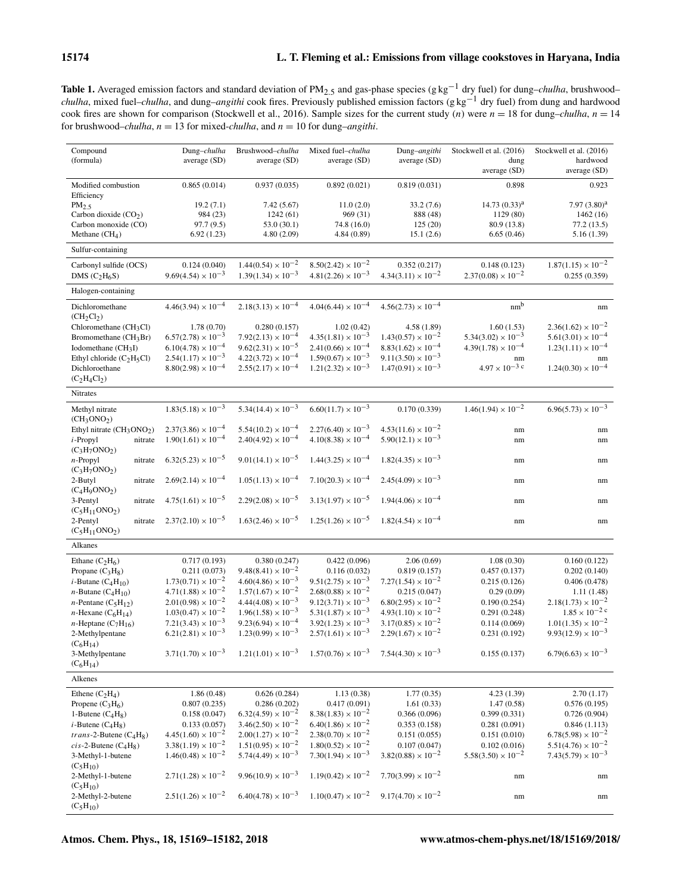**Table 1.** Averaged emission factors and standard deviation of $PM_{2.5}$ and gas-phase species ($g\,kg^{-1}$ dry fuel) for dung–*chulha*, brushwood–*chulha*, mixed fuel–*chulha*, and dung–*angithi* cook fires. Previously published emission factors ($g\,kg^{-1}$ dry fuel) from dung and hardwood cook fires are shown for comparison (Stockwell et al., 2016). Sample sizes for the current study ($n$) were $n = 18$ for dung–*chulha*, $n = 14$ for brushwood–*chulha*, $n = 13$ for mixed-*chulha*, and $n = 10$ for dung–*angithi*.

| Compound (formula) | Dung–*chulha* average (SD) | Brushwood–*chulha* average (SD) | Mixed fuel–*chulha* average (SD) | Dung–*angithi* average (SD) | Stockwell et al. (2016) dung average (SD) | Stockwell et al. (2016) hardwood average (SD) |
|---|---|---|---|---|---|---|
| Modified combustion Efficiency | 0.865 (0.014) | 0.937 (0.035) | 0.892 (0.021) | 0.819 (0.031) | 0.898 | 0.923 |
| $PM_{2.5}$ | 19.2 (7.1) | 7.42 (5.67) | 11.0 (2.0) | 33.2 (7.6) | 14.73 (0.33)[a] | 7.97 (3.80)[a] |
| Carbon dioxide ($CO_2$) | 984 (23) | 1242 (61) | 969 (31) | 888 (48) | 1129 (80) | 1462 (16) |
| Carbon monoxide (CO) | 97.7 (9.5) | 53.0 (30.1) | 74.8 (16.0) | 125 (20) | 80.9 (13.8) | 77.2 (13.5) |
| Methane ($CH_4$) | 6.92 (1.23) | 4.80 (2.09) | 4.84 (0.89) | 15.1 (2.6) | 6.65 (0.46) | 5.16 (1.39) |
| **Sulfur-containing** | | | | | | |
| Carbonyl sulfide (OCS) | 0.124 (0.040) | $1.44(0.54) \times 10^{-2}$ | $8.50(2.42) \times 10^{-2}$ | 0.352 (0.217) | 0.148 (0.123) | $1.87(1.15) \times 10^{-2}$ |
| DMS ($C_2H_6S$) | $9.69(4.54) \times 10^{-3}$ | $1.39(1.34) \times 10^{-3}$ | $4.81(2.26) \times 10^{-3}$ | $4.34(3.11) \times 10^{-2}$ | $2.37(0.08) \times 10^{-2}$ | 0.255 (0.359) |
| **Halogen-containing** | | | | | | |
| Dichloromethane ($CH_2Cl_2$) | $4.46(3.94) \times 10^{-4}$ | $2.18(3.13) \times 10^{-4}$ | $4.04(6.44) \times 10^{-4}$ | $4.56(2.73) \times 10^{-4}$ | nm[b] | nm |
| Chloromethane ($CH_3Cl$) | 1.78 (0.70) | 0.280 (0.157) | 1.02 (0.42) | 4.58 (1.89) | 1.60 (1.53) | $2.36(1.62) \times 10^{-2}$ |
| Bromomethane ($CH_3Br$) | $6.57(2.78) \times 10^{-3}$ | $7.92(2.13) \times 10^{-4}$ | $4.35(1.81) \times 10^{-3}$ | $1.43(0.57) \times 10^{-2}$ | $5.34(3.02) \times 10^{-3}$ | $5.61(3.01) \times 10^{-4}$ |
| Iodomethane ($CH_3I$) | $6.10(4.78) \times 10^{-4}$ | $9.62(2.31) \times 10^{-5}$ | $2.41(0.66) \times 10^{-4}$ | $8.83(1.62) \times 10^{-4}$ | $4.39(1.78) \times 10^{-4}$ | $1.23(1.11) \times 10^{-4}$ |
| Ethyl chloride ($C_2H_5Cl$) | $2.54(1.17) \times 10^{-3}$ | $4.22(3.72) \times 10^{-4}$ | $1.59(0.67) \times 10^{-3}$ | $9.11(3.50) \times 10^{-3}$ | nm | nm |
| Dichloroethane ($C_2H_4Cl_2$) | $8.80(2.98) \times 10^{-4}$ | $2.55(2.17) \times 10^{-4}$ | $1.21(2.32) \times 10^{-3}$ | $1.47(0.91) \times 10^{-3}$ | $4.97 \times 10^{-3}$ [c] | $1.24(0.30) \times 10^{-4}$ |
| **Nitrates** | | | | | | |
| Methyl nitrate ($CH_3ONO_2$) | $1.83(5.18) \times 10^{-3}$ | $5.34(14.4) \times 10^{-3}$ | $6.60(11.7) \times 10^{-3}$ | 0.170 (0.339) | $1.46(1.94) \times 10^{-2}$ | $6.96(5.73) \times 10^{-3}$ |
| Ethyl nitrate ($CH_3ONO_2$) | $2.37(3.86) \times 10^{-4}$ | $5.54(10.2) \times 10^{-4}$ | $2.27(6.40) \times 10^{-3}$ | $4.53(11.6) \times 10^{-2}$ | nm | nm |
| *i*-Propyl nitrate ($C_3H_7ONO_2$) | $1.90(1.61) \times 10^{-4}$ | $2.40(4.92) \times 10^{-4}$ | $4.10(8.38) \times 10^{-4}$ | $5.90(12.1) \times 10^{-3}$ | nm | nm |
| *n*-Propyl nitrate ($C_3H_7ONO_2$) | $6.32(5.23) \times 10^{-5}$ | $9.01(14.1) \times 10^{-5}$ | $1.44(3.25) \times 10^{-4}$ | $1.82(4.35) \times 10^{-3}$ | nm | nm |
| 2-Butyl nitrate ($C_4H_9ONO_2$) | $2.69(2.14) \times 10^{-4}$ | $1.05(1.13) \times 10^{-4}$ | $7.10(20.3) \times 10^{-4}$ | $2.45(4.09) \times 10^{-3}$ | nm | nm |
| 3-Pentyl nitrate ($C_5H_{11}ONO_2$) | $4.75(1.61) \times 10^{-5}$ | $2.29(2.08) \times 10^{-5}$ | $3.13(1.97) \times 10^{-5}$ | $1.94(4.06) \times 10^{-4}$ | nm | nm |
| 2-Pentyl nitrate ($C_5H_{11}ONO_2$) | $2.37(2.10) \times 10^{-5}$ | $1.63(2.46) \times 10^{-5}$ | $1.25(1.26) \times 10^{-5}$ | $1.82(4.54) \times 10^{-4}$ | nm | nm |
| **Alkanes** | | | | | | |
| Ethane ($C_2H_6$) | 0.717 (0.193) | 0.380 (0.247) | 0.422 (0.096) | 2.06 (0.69) | 1.08 (0.30) | 0.160 (0.122) |
| Propane ($C_3H_8$) | 0.211 (0.073) | $9.48(8.41) \times 10^{-2}$ | 0.116 (0.032) | 0.819 (0.157) | 0.457 (0.137) | 0.202 (0.140) |
| *i*-Butane ($C_4H_{10}$) | $1.73(0.71) \times 10^{-2}$ | $4.60(4.86) \times 10^{-3}$ | $9.51(2.75) \times 10^{-3}$ | $7.27(1.54) \times 10^{-2}$ | 0.215 (0.126) | 0.406 (0.478) |
| *n*-Butane ($C_4H_{10}$) | $4.71(1.88) \times 10^{-2}$ | $1.57(1.67) \times 10^{-2}$ | $2.68(0.88) \times 10^{-2}$ | 0.215 (0.047) | 0.29 (0.09) | 1.11 (1.48) |
| *n*-Pentane ($C_5H_{12}$) | $2.01(0.98) \times 10^{-2}$ | $4.44(4.08) \times 10^{-3}$ | $9.12(3.71) \times 10^{-3}$ | $6.80(2.95) \times 10^{-2}$ | 0.190 (0.254) | $2.18(1.73) \times 10^{-2}$ |
| *n*-Hexane ($C_6H_{14}$) | $1.03(0.47) \times 10^{-2}$ | $1.96(1.58) \times 10^{-3}$ | $5.31(1.87) \times 10^{-3}$ | $4.93(1.10) \times 10^{-2}$ | 0.291 (0.248) | $1.85 \times 10^{-2}$ [c] |
| *n*-Heptane ($C_7H_{16}$) | $7.21(3.43) \times 10^{-3}$ | $9.23(6.94) \times 10^{-4}$ | $3.92(1.23) \times 10^{-3}$ | $3.17(0.85) \times 10^{-2}$ | 0.114 (0.069) | $1.01(1.35) \times 10^{-2}$ |
| 2-Methylpentane ($C_6H_{14}$) | $6.21(2.81) \times 10^{-3}$ | $1.23(0.99) \times 10^{-3}$ | $2.57(1.61) \times 10^{-3}$ | $2.29(1.67) \times 10^{-2}$ | 0.231 (0.192) | $9.93(12.9) \times 10^{-3}$ |
| 3-Methylpentane ($C_6H_{14}$) | $3.71(1.70) \times 10^{-3}$ | $1.21(1.01) \times 10^{-3}$ | $1.57(0.76) \times 10^{-3}$ | $7.54(4.30) \times 10^{-3}$ | 0.155 (0.137) | $6.79(6.63) \times 10^{-3}$ |
| **Alkenes** | | | | | | |
| Ethene ($C_2H_4$) | 1.86 (0.48) | 0.626 (0.284) | 1.13 (0.38) | 1.77 (0.35) | 4.23 (1.39) | 2.70 (1.17) |
| Propene ($C_3H_6$) | 0.807 (0.235) | 0.286 (0.202) | 0.417 (0.091) | 1.61 (0.33) | 1.47 (0.58) | 0.576 (0.195) |
| 1-Butene ($C_4H_8$) | 0.158 (0.047) | $6.32(4.59) \times 10^{-2}$ | $8.38(1.83) \times 10^{-2}$ | 0.366 (0.096) | 0.399 (0.331) | 0.726 (0.904) |
| *i*-Butene ($C_4H_8$) | 0.133 (0.057) | $3.46(2.50) \times 10^{-2}$ | $6.40(1.86) \times 10^{-2}$ | 0.353 (0.158) | 0.281 (0.091) | 0.846 (1.113) |
| *trans*-2-Butene ($C_4H_8$) | $4.45(1.60) \times 10^{-2}$ | $2.00(1.27) \times 10^{-2}$ | $2.38(0.70) \times 10^{-2}$ | 0.151 (0.055) | 0.151 (0.010) | $6.78(5.98) \times 10^{-2}$ |
| *cis*-2-Butene ($C_4H_8$) | $3.38(1.19) \times 10^{-2}$ | $1.51(0.95) \times 10^{-2}$ | $1.80(0.52) \times 10^{-2}$ | 0.107 (0.047) | 0.102 (0.016) | $5.51(4.76) \times 10^{-2}$ |
| 3-Methyl-1-butene ($C_5H_{10}$) | $1.46(0.48) \times 10^{-2}$ | $5.74(4.49) \times 10^{-3}$ | $7.30(1.94) \times 10^{-3}$ | $3.82(0.88) \times 10^{-2}$ | $5.58(3.50) \times 10^{-2}$ | $7.43(5.79) \times 10^{-3}$ |
| 2-Methyl-1-butene ($C_5H_{10}$) | $2.71(1.28) \times 10^{-2}$ | $9.96(10.9) \times 10^{-3}$ | $1.19(0.42) \times 10^{-2}$ | $7.70(3.99) \times 10^{-2}$ | nm | nm |
| 2-Methyl-2-butene ($C_5H_{10}$) | $2.51(1.26) \times 10^{-2}$ | $6.40(4.78) \times 10^{-3}$ | $1.10(0.47) \times 10^{-2}$ | $9.17(4.70) \times 10^{-2}$ | nm | nm |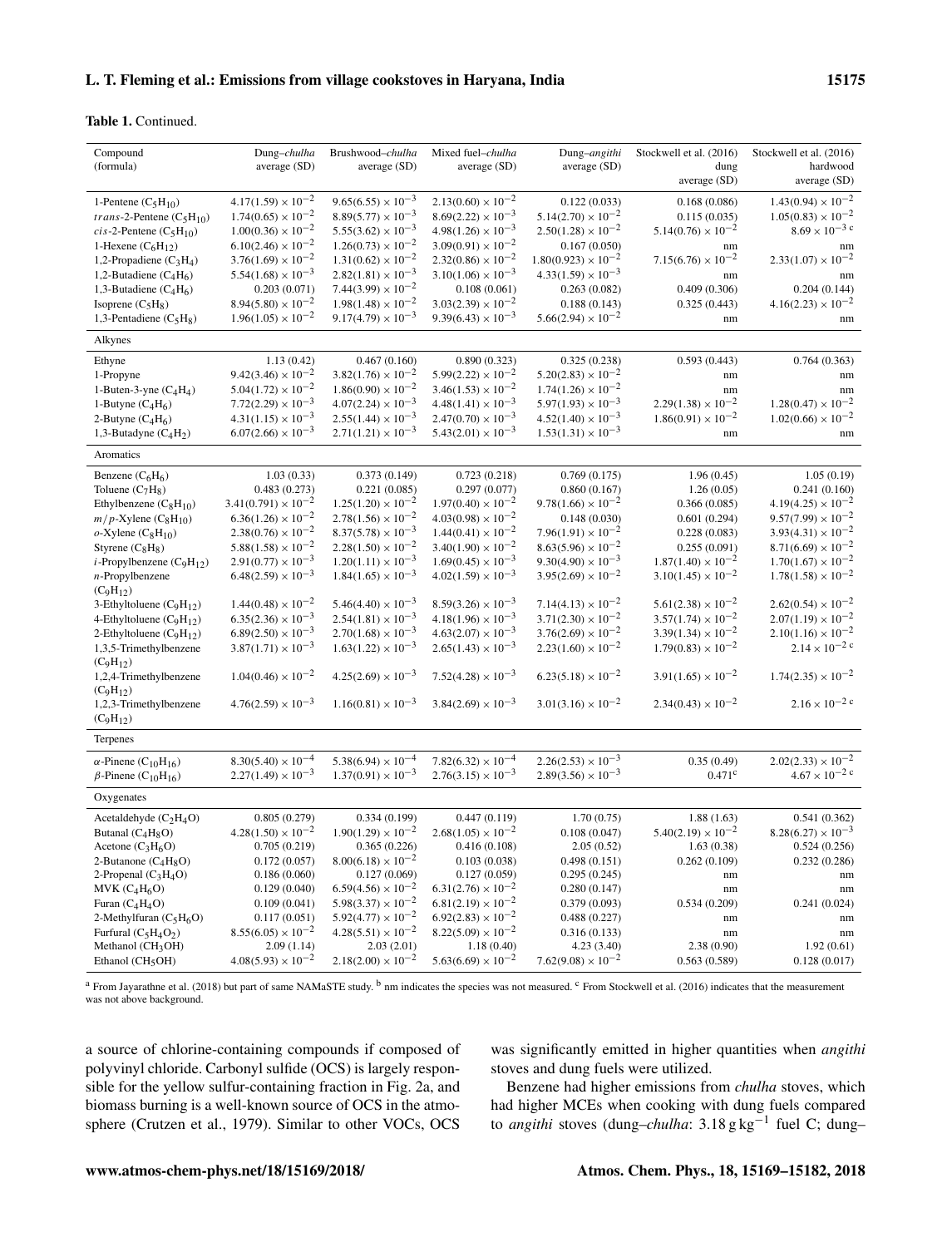**Table 1.** Continued.

| Compound (formula) | Dung–*chulha* average (SD) | Brushwood–*chulha* average (SD) | Mixed fuel–*chulha* average (SD) | Dung–*angithi* average (SD) | Stockwell et al. (2016) dung average (SD) | Stockwell et al. (2016) hardwood average (SD) |
|---|---|---|---|---|---|---|
| 1-Pentene ($C_5H_{10}$) | $4.17(1.59) \times 10^{-2}$ | $9.65(6.55) \times 10^{-3}$ | $2.13(0.60) \times 10^{-2}$ | 0.122 (0.033) | 0.168 (0.086) | $1.43(0.94) \times 10^{-2}$ |
| *trans*-2-Pentene ($C_5H_{10}$) | $1.74(0.65) \times 10^{-2}$ | $8.89(5.77) \times 10^{-3}$ | $8.69(2.22) \times 10^{-3}$ | $5.14(2.70) \times 10^{-2}$ | 0.115 (0.035) | $1.05(0.83) \times 10^{-2}$ |
| *cis*-2-Pentene ($C_5H_{10}$) | $1.00(0.36) \times 10^{-2}$ | $5.55(3.62) \times 10^{-3}$ | $4.98(1.26) \times 10^{-3}$ | $2.50(1.28) \times 10^{-2}$ | $5.14(0.76) \times 10^{-2}$ | $8.69 \times 10^{-3}$ [c] |
| 1-Hexene ($C_6H_{12}$) | $6.10(2.46) \times 10^{-2}$ | $1.26(0.73) \times 10^{-2}$ | $3.09(0.91) \times 10^{-2}$ | 0.167 (0.050) | nm | nm |
| 1,2-Propadiene ($C_3H_4$) | $3.76(1.69) \times 10^{-2}$ | $1.31(0.62) \times 10^{-2}$ | $2.32(0.86) \times 10^{-2}$ | $1.80(0.923) \times 10^{-2}$ | $7.15(6.76) \times 10^{-2}$ | $2.33(1.07) \times 10^{-2}$ |
| 1,2-Butadiene ($C_4H_6$) | $5.54(1.68) \times 10^{-3}$ | $2.82(1.81) \times 10^{-3}$ | $3.10(1.06) \times 10^{-3}$ | $4.33(1.59) \times 10^{-3}$ | nm | nm |
| 1,3-Butadiene ($C_4H_6$) | 0.203 (0.071) | $7.44(3.99) \times 10^{-2}$ | 0.108 (0.061) | 0.263 (0.082) | 0.409 (0.306) | 0.204 (0.144) |
| Isoprene ($C_5H_8$) | $8.94(5.80) \times 10^{-2}$ | $1.98(1.48) \times 10^{-2}$ | $3.03(2.39) \times 10^{-2}$ | 0.188 (0.143) | 0.325 (0.443) | $4.16(2.23) \times 10^{-2}$ |
| 1,3-Pentadiene ($C_5H_8$) | $1.96(1.05) \times 10^{-2}$ | $9.17(4.79) \times 10^{-3}$ | $9.39(6.43) \times 10^{-3}$ | $5.66(2.94) \times 10^{-2}$ | nm | nm |
| **Alkynes** | | | | | | |
| Ethyne | 1.13 (0.42) | 0.467 (0.160) | 0.890 (0.323) | 0.325 (0.238) | 0.593 (0.443) | 0.764 (0.363) |
| 1-Propyne | $9.42(3.46) \times 10^{-2}$ | $3.82(1.76) \times 10^{-2}$ | $5.99(2.22) \times 10^{-2}$ | $5.20(2.83) \times 10^{-2}$ | nm | nm |
| 1-Buten-3-yne ($C_4H_4$) | $5.04(1.72) \times 10^{-2}$ | $1.86(0.90) \times 10^{-2}$ | $3.46(1.53) \times 10^{-2}$ | $1.74(1.26) \times 10^{-2}$ | nm | nm |
| 1-Butyne ($C_4H_6$) | $7.72(2.29) \times 10^{-3}$ | $4.07(2.24) \times 10^{-3}$ | $4.48(1.41) \times 10^{-3}$ | $5.97(1.93) \times 10^{-3}$ | $2.29(1.38) \times 10^{-2}$ | $1.28(0.47) \times 10^{-2}$ |
| 2-Butyne ($C_4H_6$) | $4.31(1.15) \times 10^{-3}$ | $2.55(1.44) \times 10^{-3}$ | $2.47(0.70) \times 10^{-3}$ | $4.52(1.40) \times 10^{-3}$ | $1.86(0.91) \times 10^{-2}$ | $1.02(0.66) \times 10^{-2}$ |
| 1,3-Butadyne ($C_4H_2$) | $6.07(2.66) \times 10^{-3}$ | $2.71(1.21) \times 10^{-3}$ | $5.43(2.01) \times 10^{-3}$ | $1.53(1.31) \times 10^{-3}$ | nm | nm |
| **Aromatics** | | | | | | |
| Benzene ($C_6H_6$) | 1.03 (0.33) | 0.373 (0.149) | 0.723 (0.218) | 0.769 (0.175) | 1.96 (0.45) | 1.05 (0.19) |
| Toluene ($C_7H_8$) | 0.483 (0.273) | 0.221 (0.085) | 0.297 (0.077) | 0.860 (0.167) | 1.26 (0.05) | 0.241 (0.160) |
| Ethylbenzene ($C_8H_{10}$) | $3.41(0.791) \times 10^{-2}$ | $1.25(1.20) \times 10^{-2}$ | $1.97(0.40) \times 10^{-2}$ | $9.78(1.66) \times 10^{-2}$ | 0.366 (0.085) | $4.19(4.25) \times 10^{-2}$ |
| *m/p*-Xylene ($C_8H_{10}$) | $6.36(1.26) \times 10^{-2}$ | $2.78(1.56) \times 10^{-2}$ | $4.03(0.98) \times 10^{-2}$ | 0.148 (0.030) | 0.601 (0.294) | $9.57(7.99) \times 10^{-2}$ |
| *o*-Xylene ($C_8H_{10}$) | $2.38(0.76) \times 10^{-2}$ | $8.37(5.78) \times 10^{-3}$ | $1.44(0.41) \times 10^{-2}$ | $7.96(1.91) \times 10^{-2}$ | 0.228 (0.083) | $3.93(4.31) \times 10^{-2}$ |
| Styrene ($C_8H_8$) | $5.88(1.58) \times 10^{-2}$ | $2.28(1.50) \times 10^{-2}$ | $3.40(1.90) \times 10^{-2}$ | $8.63(5.96) \times 10^{-2}$ | 0.255 (0.091) | $8.71(6.69) \times 10^{-2}$ |
| *i*-Propylbenzene ($C_9H_{12}$) | $2.91(0.77) \times 10^{-3}$ | $1.20(1.11) \times 10^{-3}$ | $1.69(0.45) \times 10^{-3}$ | $9.30(4.90) \times 10^{-3}$ | $1.87(1.40) \times 10^{-2}$ | $1.70(1.67) \times 10^{-2}$ |
| *n*-Propylbenzene ($C_9H_{12}$) | $6.48(2.59) \times 10^{-3}$ | $1.84(1.65) \times 10^{-3}$ | $4.02(1.59) \times 10^{-3}$ | $3.95(2.69) \times 10^{-2}$ | $3.10(1.45) \times 10^{-2}$ | $1.78(1.58) \times 10^{-2}$ |
| 3-Ethyltoluene ($C_9H_{12}$) | $1.44(0.48) \times 10^{-2}$ | $5.46(4.40) \times 10^{-3}$ | $8.59(3.26) \times 10^{-3}$ | $7.14(4.13) \times 10^{-2}$ | $5.61(2.38) \times 10^{-2}$ | $2.62(0.54) \times 10^{-2}$ |
| 4-Ethyltoluene ($C_9H_{12}$) | $6.35(2.36) \times 10^{-3}$ | $2.54(1.81) \times 10^{-3}$ | $4.18(1.96) \times 10^{-3}$ | $3.71(2.30) \times 10^{-2}$ | $3.57(1.74) \times 10^{-2}$ | $2.07(1.19) \times 10^{-2}$ |
| 2-Ethyltoluene ($C_9H_{12}$) | $6.89(2.50) \times 10^{-3}$ | $2.70(1.68) \times 10^{-3}$ | $4.63(2.07) \times 10^{-3}$ | $3.76(2.69) \times 10^{-2}$ | $3.39(1.34) \times 10^{-2}$ | $2.10(1.16) \times 10^{-2}$ |
| 1,3,5-Trimethylbenzene ($C_9H_{12}$) | $3.87(1.71) \times 10^{-3}$ | $1.63(1.22) \times 10^{-3}$ | $2.65(1.43) \times 10^{-3}$ | $2.23(1.60) \times 10^{-2}$ | $1.79(0.83) \times 10^{-2}$ | $2.14 \times 10^{-2}$ [c] |
| 1,2,4-Trimethylbenzene ($C_9H_{12}$) | $1.04(0.46) \times 10^{-2}$ | $4.25(2.69) \times 10^{-3}$ | $7.52(4.28) \times 10^{-3}$ | $6.23(5.18) \times 10^{-2}$ | $3.91(1.65) \times 10^{-2}$ | $1.74(2.35) \times 10^{-2}$ |
| 1,2,3-Trimethylbenzene ($C_9H_{12}$) | $4.76(2.59) \times 10^{-3}$ | $1.16(0.81) \times 10^{-3}$ | $3.84(2.69) \times 10^{-3}$ | $3.01(3.16) \times 10^{-2}$ | $2.34(0.43) \times 10^{-2}$ | $2.16 \times 10^{-2}$ [c] |
| **Terpenes** | | | | | | |
| $\alpha$-Pinene ($C_{10}H_{16}$) | $8.30(5.40) \times 10^{-4}$ | $5.38(6.94) \times 10^{-4}$ | $7.82(6.32) \times 10^{-4}$ | $2.26(2.53) \times 10^{-3}$ | 0.35 (0.49) | $2.02(2.33) \times 10^{-2}$ |
| $\beta$-Pinene ($C_{10}H_{16}$) | $2.27(1.49) \times 10^{-3}$ | $1.37(0.91) \times 10^{-3}$ | $2.76(3.15) \times 10^{-3}$ | $2.89(3.56) \times 10^{-3}$ | 0.471[c] | $4.67 \times 10^{-2}$ [c] |
| **Oxygenates** | | | | | | |
| Acetaldehyde ($C_2H_4O$) | 0.805 (0.279) | 0.334 (0.199) | 0.447 (0.119) | 1.70 (0.75) | 1.88 (1.63) | 0.541 (0.362) |
| Butanal ($C_4H_8O$) | $4.28(1.50) \times 10^{-2}$ | $1.90(1.29) \times 10^{-2}$ | $2.68(1.05) \times 10^{-2}$ | 0.108 (0.047) | $5.40(2.19) \times 10^{-2}$ | $8.28(6.27) \times 10^{-3}$ |
| Acetone ($C_3H_6O$) | 0.705 (0.219) | 0.365 (0.226) | 0.416 (0.108) | 2.05 (0.52) | 1.63 (0.38) | 0.524 (0.256) |
| 2-Butanone ($C_4H_8O$) | 0.172 (0.057) | $8.00(6.18) \times 10^{-2}$ | 0.103 (0.038) | 0.498 (0.151) | 0.262 (0.109) | 0.232 (0.286) |
| 2-Propenal ($C_3H_4O$) | 0.186 (0.060) | 0.127 (0.069) | 0.127 (0.059) | 0.295 (0.245) | nm | nm |
| MVK ($C_4H_6O$) | 0.129 (0.040) | $6.59(4.56) \times 10^{-2}$ | $6.31(2.76) \times 10^{-2}$ | 0.280 (0.147) | nm | nm |
| Furan ($C_4H_4O$) | 0.109 (0.041) | $5.98(3.37) \times 10^{-2}$ | $6.81(2.19) \times 10^{-2}$ | 0.379 (0.093) | 0.534 (0.209) | 0.241 (0.024) |
| 2-Methylfuran ($C_5H_6O$) | 0.117 (0.051) | $5.92(4.77) \times 10^{-2}$ | $6.92(2.83) \times 10^{-2}$ | 0.488 (0.227) | nm | nm |
| Furfural ($C_5H_4O_2$) | $8.55(6.05) \times 10^{-2}$ | $4.28(5.51) \times 10^{-2}$ | $8.22(5.09) \times 10^{-2}$ | 0.316 (0.133) | nm | nm |
| Methanol ($CH_3OH$) | 2.09 (1.14) | 2.03 (2.01) | 1.18 (0.40) | 4.23 (3.40) | 2.38 (0.90) | 1.92 (0.61) |
| Ethanol ($CH_5OH$) | $4.08(5.93) \times 10^{-2}$ | $2.18(2.00) \times 10^{-2}$ | $5.63(6.69) \times 10^{-2}$ | $7.62(9.08) \times 10^{-2}$ | 0.563 (0.589) | 0.128 (0.017) |

[a] From Jayarathne et al. (2018) but part of same NAMaSTE study. [b] nm indicates the species was not measured. [c] From Stockwell et al. (2016) indicates that the measurement was not above background.

a source of chlorine-containing compounds if composed of polyvinyl chloride. Carbonyl sulfide (OCS) is largely responsible for the yellow sulfur-containing fraction in Fig. 2a, and biomass burning is a well-known source of OCS in the atmosphere (Crutzen et al., 1979). Similar to other VOCs, OCS was significantly emitted in higher quantities when *angithi* stoves and dung fuels were utilized.

Benzene had higher emissions from *chulha* stoves, which had higher MCEs when cooking with dung fuels compared to *angithi* stoves (dung–*chulha*: 3.18 g kg$^{-1}$ fuel C; dung–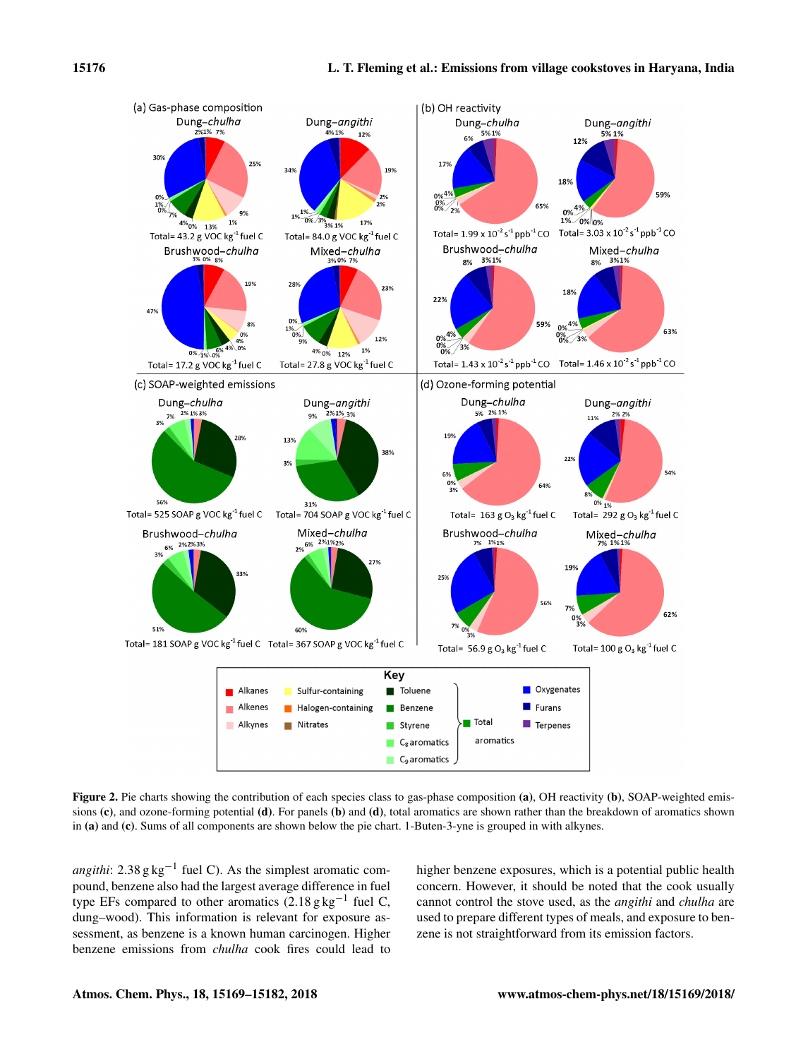**Figure 2.** Pie charts showing the contribution of each species class to gas-phase composition **(a)**, OH reactivity **(b)**, SOAP-weighted emissions **(c)**, and ozone-forming potential **(d)**. For panels **(b)** and **(d)**, total aromatics are shown rather than the breakdown of aromatics shown in **(a)** and **(c)**. Sums of all components are shown below the pie chart. 1-Buten-3-yne is grouped in with alkynes.

*angithi*: $2.38\,\mathrm{g\,kg^{-1}}$ fuel C). As the simplest aromatic compound, benzene also had the largest average difference in fuel type EFs compared to other aromatics ($2.18\,\mathrm{g\,kg^{-1}}$ fuel C, dung–wood). This information is relevant for exposure assessment, as benzene is a known human carcinogen. Higher benzene emissions from *chulha* cook fires could lead to higher benzene exposures, which is a potential public health concern. However, it should be noted that the cook usually cannot control the stove used, as the *angithi* and *chulha* are used to prepare different types of meals, and exposure to benzene is not straightforward from its emission factors.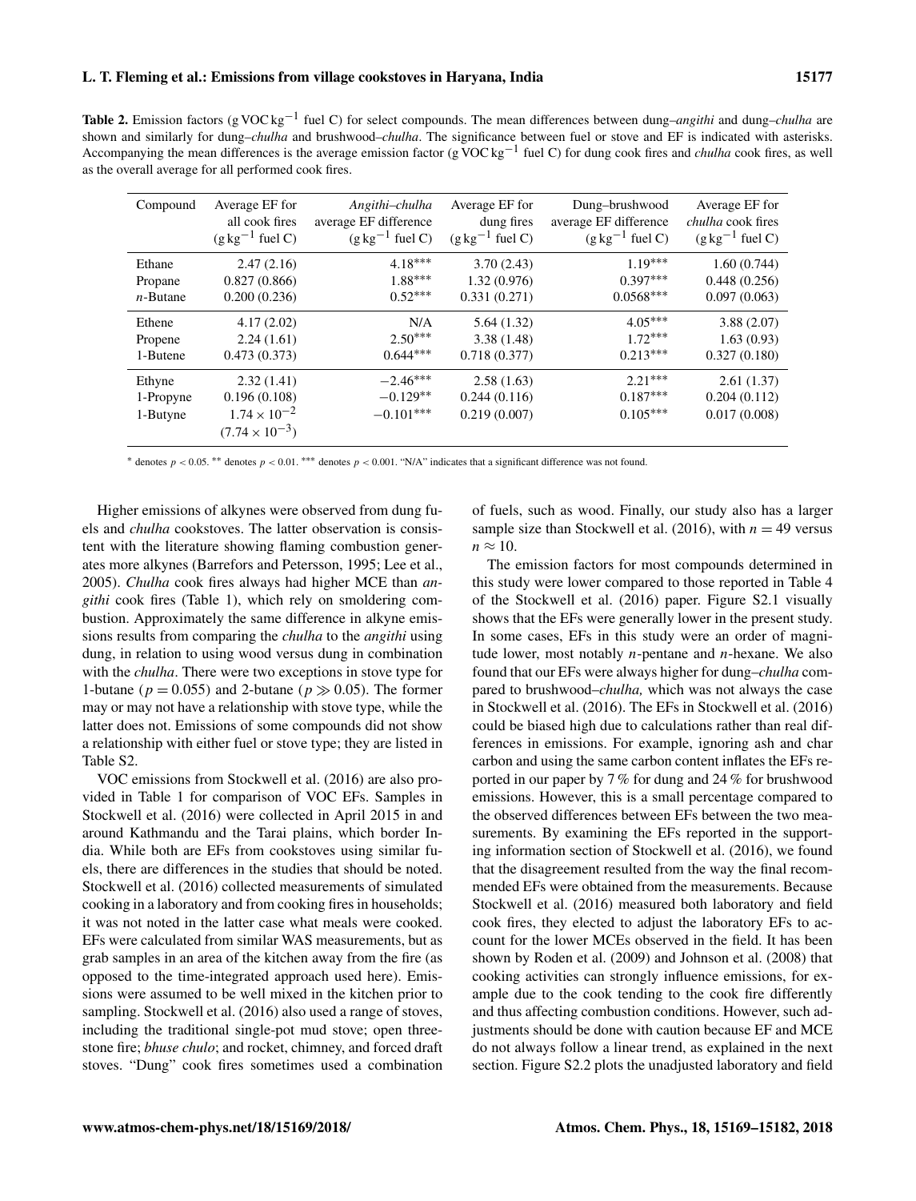**Table 2.** Emission factors (g VOC $kg^{-1}$ fuel C) for select compounds. The mean differences between dung–*angithi* and dung–*chulha* are shown and similarly for dung–*chulha* and brushwood–*chulha*. The significance between fuel or stove and EF is indicated with asterisks. Accompanying the mean differences is the average emission factor (g VOC $kg^{-1}$ fuel C) for dung cook fires and *chulha* cook fires, as well as the overall average for all performed cook fires.

| Compound | Average EF for all cook fires (g $kg^{-1}$ fuel C) | *Angithi*–*chulha* average EF difference (g $kg^{-1}$ fuel C) | Average EF for dung fires (g $kg^{-1}$ fuel C) | Dung–brushwood average EF difference (g $kg^{-1}$ fuel C) | Average EF for *chulha* cook fires (g $kg^{-1}$ fuel C) |
|---|---|---|---|---|---|
| Ethane | 2.47 (2.16) | 4.18*** | 3.70 (2.43) | 1.19*** | 1.60 (0.744) |
| Propane | 0.827 (0.866) | 1.88*** | 1.32 (0.976) | 0.397*** | 0.448 (0.256) |
| *n*-Butane | 0.200 (0.236) | 0.52*** | 0.331 (0.271) | 0.0568*** | 0.097 (0.063) |
| Ethene | 4.17 (2.02) | N/A | 5.64 (1.32) | 4.05*** | 3.88 (2.07) |
| Propene | 2.24 (1.61) | 2.50*** | 3.38 (1.48) | 1.72*** | 1.63 (0.93) |
| 1-Butene | 0.473 (0.373) | 0.644*** | 0.718 (0.377) | 0.213*** | 0.327 (0.180) |
| Ethyne | 2.32 (1.41) | −2.46*** | 2.58 (1.63) | 2.21*** | 2.61 (1.37) |
| 1-Propyne | 0.196 (0.108) | −0.129** | 0.244 (0.116) | 0.187*** | 0.204 (0.112) |
| 1-Butyne | $1.74 \times 10^{-2}$ ($7.74 \times 10^{-3}$) | −0.101*** | 0.219 (0.007) | 0.105*** | 0.017 (0.008) |

\* denotes $p < 0.05$. ** denotes $p < 0.01$. *** denotes $p < 0.001$. "N/A" indicates that a significant difference was not found.

Higher emissions of alkynes were observed from dung fuels and *chulha* cookstoves. The latter observation is consistent with the literature showing flaming combustion generates more alkynes (Barrefors and Petersson, 1995; Lee et al., 2005). *Chulha* cook fires always had higher MCE than *angithi* cook fires (Table 1), which rely on smoldering combustion. Approximately the same difference in alkyne emissions results from comparing the *chulha* to the *angithi* using dung, in relation to using wood versus dung in combination with the *chulha*. There were two exceptions in stove type for 1-butane ($p = 0.055$) and 2-butane ($p \gg 0.05$). The former may or may not have a relationship with stove type, while the latter does not. Emissions of some compounds did not show a relationship with either fuel or stove type; they are listed in Table S2.

VOC emissions from Stockwell et al. (2016) are also provided in Table 1 for comparison of VOC EFs. Samples in Stockwell et al. (2016) were collected in April 2015 in and around Kathmandu and the Tarai plains, which border India. While both are EFs from cookstoves using similar fuels, there are differences in the studies that should be noted. Stockwell et al. (2016) collected measurements of simulated cooking in a laboratory and from cooking fires in households; it was not noted in the latter case what meals were cooked. EFs were calculated from similar WAS measurements, but as grab samples in an area of the kitchen away from the fire (as opposed to the time-integrated approach used here). Emissions were assumed to be well mixed in the kitchen prior to sampling. Stockwell et al. (2016) also used a range of stoves, including the traditional single-pot mud stove; open three-stone fire; *bhuse chulo*; and rocket, chimney, and forced draft stoves. "Dung" cook fires sometimes used a combination of fuels, such as wood. Finally, our study also has a larger sample size than Stockwell et al. (2016), with $n = 49$ versus $n \approx 10$.

The emission factors for most compounds determined in this study were lower compared to those reported in Table 4 of the Stockwell et al. (2016) paper. Figure S2.1 visually shows that the EFs were generally lower in the present study. In some cases, EFs in this study were an order of magnitude lower, most notably *n*-pentane and *n*-hexane. We also found that our EFs were always higher for dung–*chulha* compared to brushwood–*chulha,* which was not always the case in Stockwell et al. (2016). The EFs in Stockwell et al. (2016) could be biased high due to calculations rather than real differences in emissions. For example, ignoring ash and char carbon and using the same carbon content inflates the EFs reported in our paper by 7 % for dung and 24 % for brushwood emissions. However, this is a small percentage compared to the observed differences between EFs between the two measurements. By examining the EFs reported in the supporting information section of Stockwell et al. (2016), we found that the disagreement resulted from the way the final recommended EFs were obtained from the measurements. Because Stockwell et al. (2016) measured both laboratory and field cook fires, they elected to adjust the laboratory EFs to account for the lower MCEs observed in the field. It has been shown by Roden et al. (2009) and Johnson et al. (2008) that cooking activities can strongly influence emissions, for example due to the cook tending to the cook fire differently and thus affecting combustion conditions. However, such adjustments should be done with caution because EF and MCE do not always follow a linear trend, as explained in the next section. Figure S2.2 plots the unadjusted laboratory and field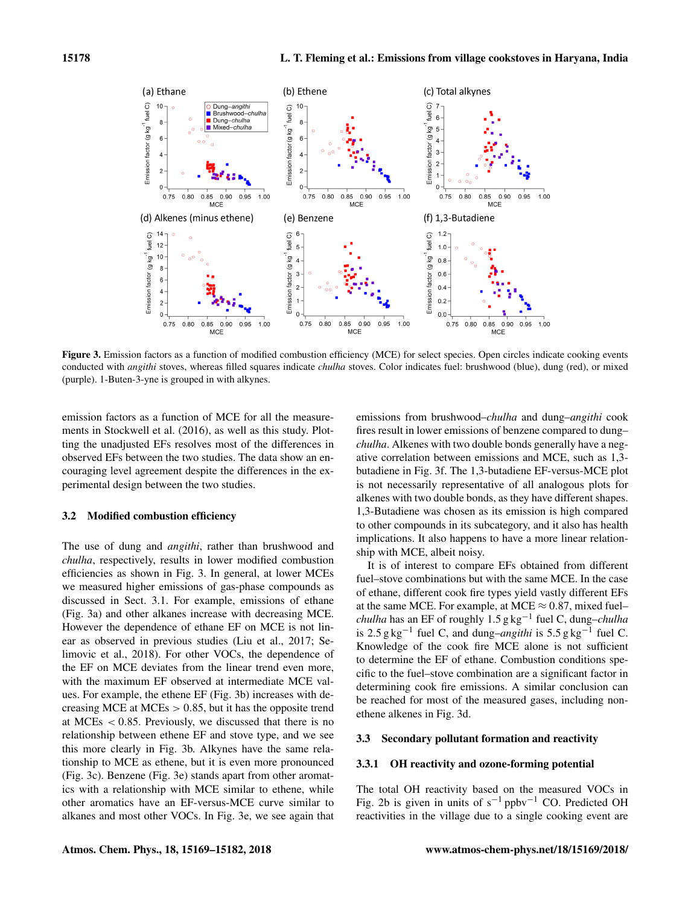Figure 3. Emission factors as a function of modified combustion efficiency (MCE) for select species. Open circles indicate cooking events conducted with *angithi* stoves, whereas filled squares indicate *chulha* stoves. Color indicates fuel: brushwood (blue), dung (red), or mixed (purple). 1-Buten-3-yne is grouped in with alkynes.

emission factors as a function of MCE for all the measurements in Stockwell et al. (2016), as well as this study. Plotting the unadjusted EFs resolves most of the differences in observed EFs between the two studies. The data show an encouraging level agreement despite the differences in the experimental design between the two studies.

### 3.2 Modified combustion efficiency

The use of dung and *angithi*, rather than brushwood and *chulha*, respectively, results in lower modified combustion efficiencies as shown in Fig. 3. In general, at lower MCEs we measured higher emissions of gas-phase compounds as discussed in Sect. 3.1. For example, emissions of ethane (Fig. 3a) and other alkanes increase with decreasing MCE. However the dependence of ethane EF on MCE is not linear as observed in previous studies (Liu et al., 2017; Selimovic et al., 2018). For other VOCs, the dependence of the EF on MCE deviates from the linear trend even more, with the maximum EF observed at intermediate MCE values. For example, the ethene EF (Fig. 3b) increases with decreasing MCE at MCEs $> 0.85$, but it has the opposite trend at MCEs $< 0.85$. Previously, we discussed that there is no relationship between ethene EF and stove type, and we see this more clearly in Fig. 3b. Alkynes have the same relationship to MCE as ethene, but it is even more pronounced (Fig. 3c). Benzene (Fig. 3e) stands apart from other aromatics with a relationship with MCE similar to ethene, while other aromatics have an EF-versus-MCE curve similar to alkanes and most other VOCs. In Fig. 3e, we see again that emissions from brushwood–*chulha* and dung–*angithi* cook fires result in lower emissions of benzene compared to dung–*chulha*. Alkenes with two double bonds generally have a negative correlation between emissions and MCE, such as 1,3-butadiene in Fig. 3f. The 1,3-butadiene EF-versus-MCE plot is not necessarily representative of all analogous plots for alkenes with two double bonds, as they have different shapes. 1,3-Butadiene was chosen as its emission is high compared to other compounds in its subcategory, and it also has health implications. It also happens to have a more linear relationship with MCE, albeit noisy.

It is of interest to compare EFs obtained from different fuel–stove combinations but with the same MCE. In the case of ethane, different cook fire types yield vastly different EFs at the same MCE. For example, at MCE $\approx 0.87$, mixed fuel–*chulha* has an EF of roughly $1.5\,\mathrm{g\,kg^{-1}}$ fuel C, dung–*chulha* is $2.5\,\mathrm{g\,kg^{-1}}$ fuel C, and dung–*angithi* is $5.5\,\mathrm{g\,kg^{-1}}$ fuel C. Knowledge of the cook fire MCE alone is not sufficient to determine the EF of ethane. Combustion conditions specific to the fuel–stove combination are a significant factor in determining cook fire emissions. A similar conclusion can be reached for most of the measured gases, including non-ethene alkenes in Fig. 3d.

### 3.3 Secondary pollutant formation and reactivity

#### 3.3.1 OH reactivity and ozone-forming potential

The total OH reactivity based on the measured VOCs in Fig. 2b is given in units of $\mathrm{s^{-1}\,ppbv^{-1}}$ CO. Predicted OH reactivities in the village due to a single cooking event are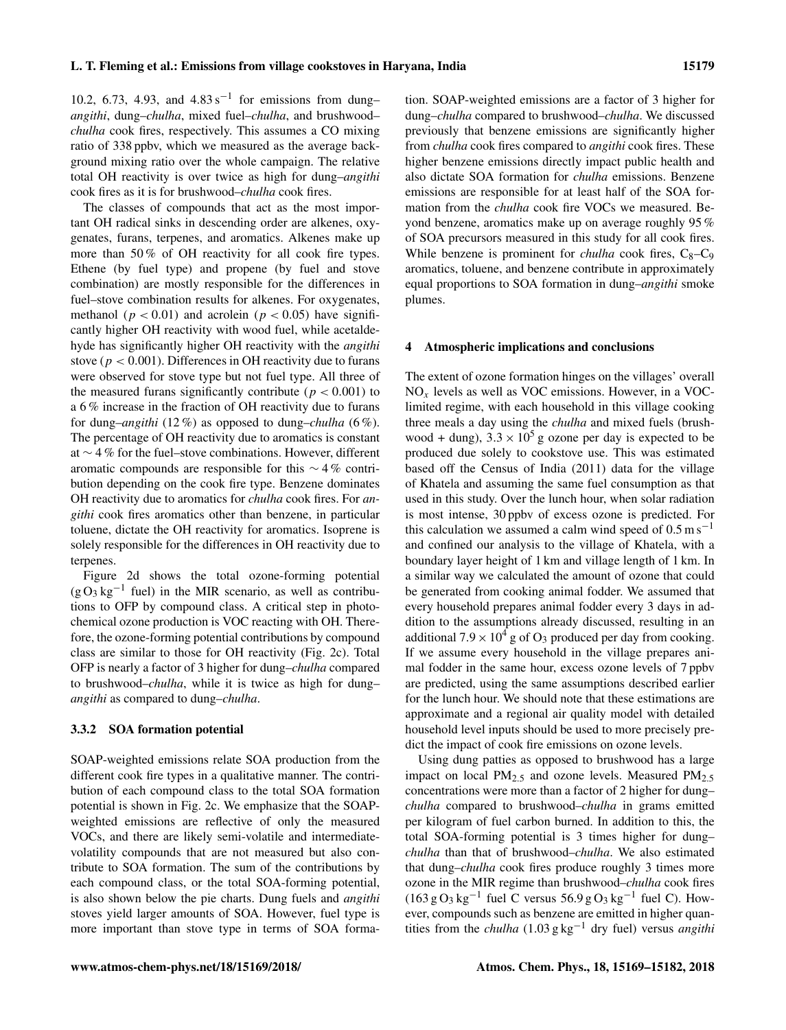10.2, 6.73, 4.93, and 4.83 $s^{-1}$ for emissions from dung–*angithi*, dung–*chulha*, mixed fuel–*chulha*, and brushwood–*chulha* cook fires, respectively. This assumes a CO mixing ratio of 338 ppbv, which we measured as the average background mixing ratio over the whole campaign. The relative total OH reactivity is over twice as high for dung–*angithi* cook fires as it is for brushwood–*chulha* cook fires.

The classes of compounds that act as the most important OH radical sinks in descending order are alkenes, oxygenates, furans, terpenes, and aromatics. Alkenes make up more than 50 % of OH reactivity for all cook fire types. Ethene (by fuel type) and propene (by fuel and stove combination) are mostly responsible for the differences in fuel–stove combination results for alkenes. For oxygenates, methanol ($p < 0.01$) and acrolein ($p < 0.05$) have significantly higher OH reactivity with wood fuel, while acetaldehyde has significantly higher OH reactivity with the *angithi* stove ($p < 0.001$). Differences in OH reactivity due to furans were observed for stove type but not fuel type. All three of the measured furans significantly contribute ($p < 0.001$) to a 6 % increase in the fraction of OH reactivity due to furans for dung–*angithi* (12 %) as opposed to dung–*chulha* (6 %). The percentage of OH reactivity due to aromatics is constant at $\sim$ 4 % for the fuel–stove combinations. However, different aromatic compounds are responsible for this $\sim$ 4 % contribution depending on the cook fire type. Benzene dominates OH reactivity due to aromatics for *chulha* cook fires. For *angithi* cook fires aromatics other than benzene, in particular toluene, dictate the OH reactivity for aromatics. Isoprene is solely responsible for the differences in OH reactivity due to terpenes.

Figure 2d shows the total ozone-forming potential ($g\,O_3\,kg^{-1}$ fuel) in the MIR scenario, as well as contributions to OFP by compound class. A critical step in photochemical ozone production is VOC reacting with OH. Therefore, the ozone-forming potential contributions by compound class are similar to those for OH reactivity (Fig. 2c). Total OFP is nearly a factor of 3 higher for dung–*chulha* compared to brushwood–*chulha*, while it is twice as high for dung–*angithi* as compared to dung–*chulha*.

### 3.3.2 SOA formation potential

SOAP-weighted emissions relate SOA production from the different cook fire types in a qualitative manner. The contribution of each compound class to the total SOA formation potential is shown in Fig. 2c. We emphasize that the SOAP-weighted emissions are reflective of only the measured VOCs, and there are likely semi-volatile and intermediate-volatility compounds that are not measured but also contribute to SOA formation. The sum of the contributions by each compound class, or the total SOA-forming potential, is also shown below the pie charts. Dung fuels and *angithi* stoves yield larger amounts of SOA. However, fuel type is more important than stove type in terms of SOA formation. SOAP-weighted emissions are a factor of 3 higher for dung–*chulha* compared to brushwood–*chulha*. We discussed previously that benzene emissions are significantly higher from *chulha* cook fires compared to *angithi* cook fires. These higher benzene emissions directly impact public health and also dictate SOA formation for *chulha* emissions. Benzene emissions are responsible for at least half of the SOA formation from the *chulha* cook fire VOCs we measured. Beyond benzene, aromatics make up on average roughly 95 % of SOA precursors measured in this study for all cook fires. While benzene is prominent for *chulha* cook fires, $C_8$–$C_9$ aromatics, toluene, and benzene contribute in approximately equal proportions to SOA formation in dung–*angithi* smoke plumes.

## 4 Atmospheric implications and conclusions

The extent of ozone formation hinges on the villages' overall $NO_x$ levels as well as VOC emissions. However, in a VOC-limited regime, with each household in this village cooking three meals a day using the *chulha* and mixed fuels (brushwood + dung), $3.3 \times 10^5$ g ozone per day is expected to be produced due solely to cookstove use. This was estimated based off the Census of India (2011) data for the village of Khatela and assuming the same fuel consumption as that used in this study. Over the lunch hour, when solar radiation is most intense, 30 ppbv of excess ozone is predicted. For this calculation we assumed a calm wind speed of 0.5 $m\,s^{-1}$ and confined our analysis to the village of Khatela, with a boundary layer height of 1 km and village length of 1 km. In a similar way we calculated the amount of ozone that could be generated from cooking animal fodder. We assumed that every household prepares animal fodder every 3 days in addition to the assumptions already discussed, resulting in an additional $7.9 \times 10^4$ g of $O_3$ produced per day from cooking. If we assume every household in the village prepares animal fodder in the same hour, excess ozone levels of 7 ppbv are predicted, using the same assumptions described earlier for the lunch hour. We should note that these estimations are approximate and a regional air quality model with detailed household level inputs should be used to more precisely predict the impact of cook fire emissions on ozone levels.

Using dung patties as opposed to brushwood has a large impact on local $PM_{2.5}$ and ozone levels. Measured $PM_{2.5}$ concentrations were more than a factor of 2 higher for dung–*chulha* compared to brushwood–*chulha* in grams emitted per kilogram of fuel carbon burned. In addition to this, the total SOA-forming potential is 3 times higher for dung–*chulha* than that of brushwood–*chulha*. We also estimated that dung–*chulha* cook fires produce roughly 3 times more ozone in the MIR regime than brushwood–*chulha* cook fires (163 $g\,O_3\,kg^{-1}$ fuel C versus 56.9 $g\,O_3\,kg^{-1}$ fuel C). However, compounds such as benzene are emitted in higher quantities from the *chulha* (1.03 $g\,kg^{-1}$ dry fuel) versus *angithi*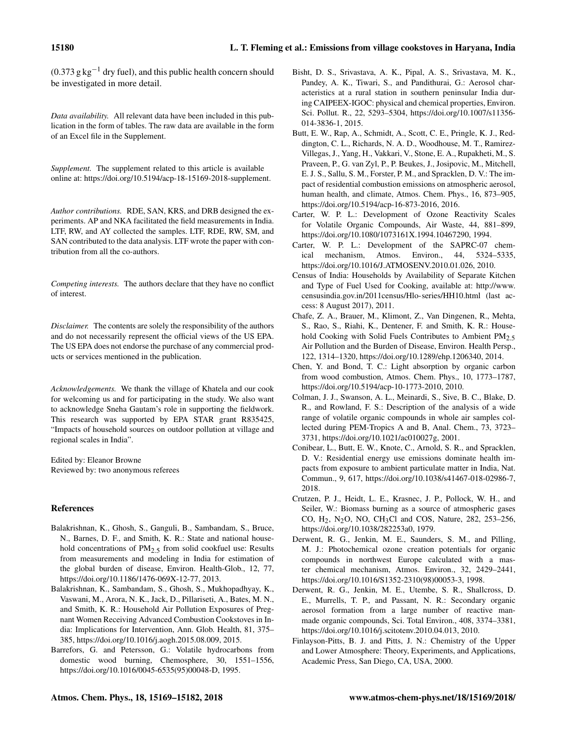($0.373\ \mathrm{g\,kg^{-1}}$ dry fuel), and this public health concern should be investigated in more detail.

*Data availability.* All relevant data have been included in this publication in the form of tables. The raw data are available in the form of an Excel file in the Supplement.

*Supplement.* The supplement related to this article is available online at: https://doi.org/10.5194/acp-18-15169-2018-supplement.

*Author contributions.* RDE, SAN, KRS, and DRB designed the experiments. AP and NKA facilitated the field measurements in India. LTF, RW, and AY collected the samples. LTF, RDE, RW, SM, and SAN contributed to the data analysis. LTF wrote the paper with contribution from all the co-authors.

*Competing interests.* The authors declare that they have no conflict of interest.

*Disclaimer.* The contents are solely the responsibility of the authors and do not necessarily represent the official views of the US EPA. The US EPA does not endorse the purchase of any commercial products or services mentioned in the publication.

*Acknowledgements.* We thank the village of Khatela and our cook for welcoming us and for participating in the study. We also want to acknowledge Sneha Gautam's role in supporting the fieldwork. This research was supported by EPA STAR grant R835425, "Impacts of household sources on outdoor pollution at village and regional scales in India".

Edited by: Eleanor Browne
Reviewed by: two anonymous referees

## References

Balakrishnan, K., Ghosh, S., Ganguli, B., Sambandam, S., Bruce, N., Barnes, D. F., and Smith, K. R.: State and national household concentrations of $PM_{2.5}$ from solid cookfuel use: Results from measurements and modeling in India for estimation of the global burden of disease, Environ. Health-Glob., 12, 77, https://doi.org/10.1186/1476-069X-12-77, 2013.

Balakrishnan, K., Sambandam, S., Ghosh, S., Mukhopadhyay, K., Vaswani, M., Arora, N. K., Jack, D., Pillariseti, A., Bates, M. N., and Smith, K. R.: Household Air Pollution Exposures of Pregnant Women Receiving Advanced Combustion Cookstoves in India: Implications for Intervention, Ann. Glob. Health, 81, 375–385, https://doi.org/10.1016/j.aogh.2015.08.009, 2015.

Barrefors, G. and Petersson, G.: Volatile hydrocarbons from domestic wood burning, Chemosphere, 30, 1551–1556, https://doi.org/10.1016/0045-6535(95)00048-D, 1995.

Bisht, D. S., Srivastava, A. K., Pipal, A. S., Srivastava, M. K., Pandey, A. K., Tiwari, S., and Pandithurai, G.: Aerosol characteristics at a rural station in southern peninsular India during CAIPEEX-IGOC: physical and chemical properties, Environ. Sci. Pollut. R., 22, 5293–5304, https://doi.org/10.1007/s11356-014-3836-1, 2015.

Butt, E. W., Rap, A., Schmidt, A., Scott, C. E., Pringle, K. J., Reddington, C. L., Richards, N. A. D., Woodhouse, M. T., Ramirez-Villegas, J., Yang, H., Vakkari, V., Stone, E. A., Rupakheti, M., S. Praveen, P., G. van Zyl, P., P. Beukes, J., Josipovic, M., Mitchell, E. J. S., Sallu, S. M., Forster, P. M., and Spracklen, D. V.: The impact of residential combustion emissions on atmospheric aerosol, human health, and climate, Atmos. Chem. Phys., 16, 873–905, https://doi.org/10.5194/acp-16-873-2016, 2016.

Carter, W. P. L.: Development of Ozone Reactivity Scales for Volatile Organic Compounds, Air Waste, 44, 881–899, https://doi.org/10.1080/1073161X.1994.10467290, 1994.

Carter, W. P. L.: Development of the SAPRC-07 chemical mechanism, Atmos. Environ., 44, 5324–5335, https://doi.org/10.1016/J.ATMOSENV.2010.01.026, 2010.

Census of India: Households by Availability of Separate Kitchen and Type of Fuel Used for Cooking, available at: http://www.censusindia.gov.in/2011census/Hlo-series/HH10.html (last access: 8 August 2017), 2011.

Chafe, Z. A., Brauer, M., Klimont, Z., Van Dingenen, R., Mehta, S., Rao, S., Riahi, K., Dentener, F. and Smith, K. R.: Household Cooking with Solid Fuels Contributes to Ambient $PM_{2.5}$ Air Pollution and the Burden of Disease, Environ. Health Persp., 122, 1314–1320, https://doi.org/10.1289/ehp.1206340, 2014.

Chen, Y. and Bond, T. C.: Light absorption by organic carbon from wood combustion, Atmos. Chem. Phys., 10, 1773–1787, https://doi.org/10.5194/acp-10-1773-2010, 2010.

Colman, J. J., Swanson, A. L., Meinardi, S., Sive, B. C., Blake, D. R., and Rowland, F. S.: Description of the analysis of a wide range of volatile organic compounds in whole air samples collected during PEM-Tropics A and B, Anal. Chem., 73, 3723–3731, https://doi.org/10.1021/ac010027g, 2001.

Conibear, L., Butt, E. W., Knote, C., Arnold, S. R., and Spracklen, D. V.: Residential energy use emissions dominate health impacts from exposure to ambient particulate matter in India, Nat. Commun., 9, 617, https://doi.org/10.1038/s41467-018-02986-7, 2018.

Crutzen, P. J., Heidt, L. E., Krasnec, J. P., Pollock, W. H., and Seiler, W.: Biomass burning as a source of atmospheric gases CO, $H_2$, $N_2O$, NO, $CH_3Cl$ and COS, Nature, 282, 253–256, https://doi.org/10.1038/282253a0, 1979.

Derwent, R. G., Jenkin, M. E., Saunders, S. M., and Pilling, M. J.: Photochemical ozone creation potentials for organic compounds in northwest Europe calculated with a master chemical mechanism, Atmos. Environ., 32, 2429–2441, https://doi.org/10.1016/S1352-2310(98)00053-3, 1998.

Derwent, R. G., Jenkin, M. E., Utembe, S. R., Shallcross, D. E., Murrells, T. P., and Passant, N. R.: Secondary organic aerosol formation from a large number of reactive man-made organic compounds, Sci. Total Environ., 408, 3374–3381, https://doi.org/10.1016/j.scitotenv.2010.04.013, 2010.

Finlayson-Pitts, B. J. and Pitts, J. N.: Chemistry of the Upper and Lower Atmosphere: Theory, Experiments, and Applications, Academic Press, San Diego, CA, USA, 2000.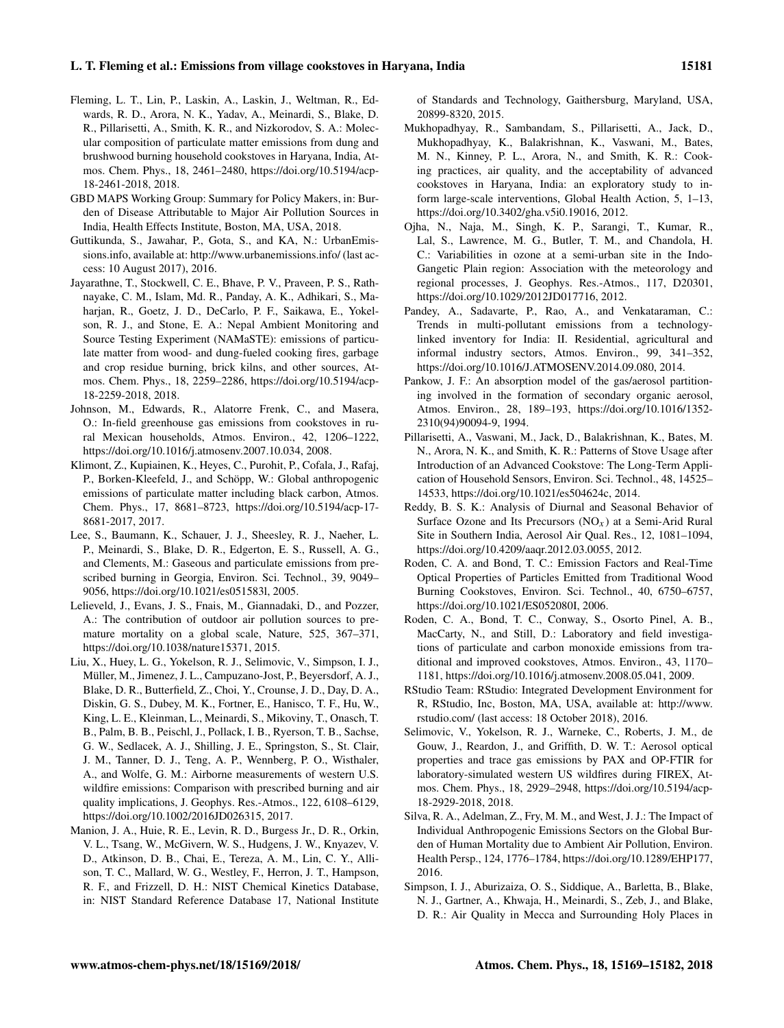Fleming, L. T., Lin, P., Laskin, A., Laskin, J., Weltman, R., Edwards, R. D., Arora, N. K., Yadav, A., Meinardi, S., Blake, D. R., Pillarisetti, A., Smith, K. R., and Nizkorodov, S. A.: Molecular composition of particulate matter emissions from dung and brushwood burning household cookstoves in Haryana, India, Atmos. Chem. Phys., 18, 2461–2480, https://doi.org/10.5194/acp-18-2461-2018, 2018.

GBD MAPS Working Group: Summary for Policy Makers, in: Burden of Disease Attributable to Major Air Pollution Sources in India, Health Effects Institute, Boston, MA, USA, 2018.

Guttikunda, S., Jawahar, P., Gota, S., and KA, N.: UrbanEmissions.info, available at: http://www.urbanemissions.info/ (last access: 10 August 2017), 2016.

Jayarathne, T., Stockwell, C. E., Bhave, P. V., Praveen, P. S., Rathnayake, C. M., Islam, Md. R., Panday, A. K., Adhikari, S., Maharjan, R., Goetz, J. D., DeCarlo, P. F., Saikawa, E., Yokelson, R. J., and Stone, E. A.: Nepal Ambient Monitoring and Source Testing Experiment (NAMaSTE): emissions of particulate matter from wood- and dung-fueled cooking fires, garbage and crop residue burning, brick kilns, and other sources, Atmos. Chem. Phys., 18, 2259–2286, https://doi.org/10.5194/acp-18-2259-2018, 2018.

Johnson, M., Edwards, R., Alatorre Frenk, C., and Masera, O.: In-field greenhouse gas emissions from cookstoves in rural Mexican households, Atmos. Environ., 42, 1206–1222, https://doi.org/10.1016/j.atmosenv.2007.10.034, 2008.

Klimont, Z., Kupiainen, K., Heyes, C., Purohit, P., Cofala, J., Rafaj, P., Borken-Kleefeld, J., and Schöpp, W.: Global anthropogenic emissions of particulate matter including black carbon, Atmos. Chem. Phys., 17, 8681–8723, https://doi.org/10.5194/acp-17-8681-2017, 2017.

Lee, S., Baumann, K., Schauer, J. J., Sheesley, R. J., Naeher, L. P., Meinardi, S., Blake, D. R., Edgerton, E. S., Russell, A. G., and Clements, M.: Gaseous and particulate emissions from prescribed burning in Georgia, Environ. Sci. Technol., 39, 9049–9056, https://doi.org/10.1021/es051583l, 2005.

Lelieveld, J., Evans, J. S., Fnais, M., Giannadaki, D., and Pozzer, A.: The contribution of outdoor air pollution sources to premature mortality on a global scale, Nature, 525, 367–371, https://doi.org/10.1038/nature15371, 2015.

Liu, X., Huey, L. G., Yokelson, R. J., Selimovic, V., Simpson, I. J., Müller, M., Jimenez, J. L., Campuzano-Jost, P., Beyersdorf, A. J., Blake, D. R., Butterfield, Z., Choi, Y., Crounse, J. D., Day, D. A., Diskin, G. S., Dubey, M. K., Fortner, E., Hanisco, T. F., Hu, W., King, L. E., Kleinman, L., Meinardi, S., Mikoviny, T., Onasch, T. B., Palm, B. B., Peischl, J., Pollack, I. B., Ryerson, T. B., Sachse, G. W., Sedlacek, A. J., Shilling, J. E., Springston, S., St. Clair, J. M., Tanner, D. J., Teng, A. P., Wennberg, P. O., Wisthaler, A., and Wolfe, G. M.: Airborne measurements of western U.S. wildfire emissions: Comparison with prescribed burning and air quality implications, J. Geophys. Res.-Atmos., 122, 6108–6129, https://doi.org/10.1002/2016JD026315, 2017.

Manion, J. A., Huie, R. E., Levin, R. D., Burgess Jr., D. R., Orkin, V. L., Tsang, W., McGivern, W. S., Hudgens, J. W., Knyazev, V. D., Atkinson, D. B., Chai, E., Tereza, A. M., Lin, C. Y., Allison, T. C., Mallard, W. G., Westley, F., Herron, J. T., Hampson, R. F., and Frizzell, D. H.: NIST Chemical Kinetics Database, in: NIST Standard Reference Database 17, National Institute of Standards and Technology, Gaithersburg, Maryland, USA, 20899-8320, 2015.

Mukhopadhyay, R., Sambandam, S., Pillarisetti, A., Jack, D., Mukhopadhyay, K., Balakrishnan, K., Vaswani, M., Bates, M. N., Kinney, P. L., Arora, N., and Smith, K. R.: Cooking practices, air quality, and the acceptability of advanced cookstoves in Haryana, India: an exploratory study to inform large-scale interventions, Global Health Action, 5, 1–13, https://doi.org/10.3402/gha.v5i0.19016, 2012.

Ojha, N., Naja, M., Singh, K. P., Sarangi, T., Kumar, R., Lal, S., Lawrence, M. G., Butler, T. M., and Chandola, H. C.: Variabilities in ozone at a semi-urban site in the Indo-Gangetic Plain region: Association with the meteorology and regional processes, J. Geophys. Res.-Atmos., 117, D20301, https://doi.org/10.1029/2012JD017716, 2012.

Pandey, A., Sadavarte, P., Rao, A., and Venkataraman, C.: Trends in multi-pollutant emissions from a technology-linked inventory for India: II. Residential, agricultural and informal industry sectors, Atmos. Environ., 99, 341–352, https://doi.org/10.1016/J.ATMOSENV.2014.09.080, 2014.

Pankow, J. F.: An absorption model of the gas/aerosol partitioning involved in the formation of secondary organic aerosol, Atmos. Environ., 28, 189–193, https://doi.org/10.1016/1352-2310(94)90094-9, 1994.

Pillarisetti, A., Vaswani, M., Jack, D., Balakrishnan, K., Bates, M. N., Arora, N. K., and Smith, K. R.: Patterns of Stove Usage after Introduction of an Advanced Cookstove: The Long-Term Application of Household Sensors, Environ. Sci. Technol., 48, 14525–14533, https://doi.org/10.1021/es504624c, 2014.

Reddy, B. S. K.: Analysis of Diurnal and Seasonal Behavior of Surface Ozone and Its Precursors ($NO_x$) at a Semi-Arid Rural Site in Southern India, Aerosol Air Qual. Res., 12, 1081–1094, https://doi.org/10.4209/aaqr.2012.03.0055, 2012.

Roden, C. A. and Bond, T. C.: Emission Factors and Real-Time Optical Properties of Particles Emitted from Traditional Wood Burning Cookstoves, Environ. Sci. Technol., 40, 6750–6757, https://doi.org/10.1021/ES052080I, 2006.

Roden, C. A., Bond, T. C., Conway, S., Osorto Pinel, A. B., MacCarty, N., and Still, D.: Laboratory and field investigations of particulate and carbon monoxide emissions from traditional and improved cookstoves, Atmos. Environ., 43, 1170–1181, https://doi.org/10.1016/j.atmosenv.2008.05.041, 2009.

RStudio Team: RStudio: Integrated Development Environment for R, RStudio, Inc, Boston, MA, USA, available at: http://www.rstudio.com/ (last access: 18 October 2018), 2016.

Selimovic, V., Yokelson, R. J., Warneke, C., Roberts, J. M., de Gouw, J., Reardon, J., and Griffith, D. W. T.: Aerosol optical properties and trace gas emissions by PAX and OP-FTIR for laboratory-simulated western US wildfires during FIREX, Atmos. Chem. Phys., 18, 2929–2948, https://doi.org/10.5194/acp-18-2929-2018, 2018.

Silva, R. A., Adelman, Z., Fry, M. M., and West, J. J.: The Impact of Individual Anthropogenic Emissions Sectors on the Global Burden of Human Mortality due to Ambient Air Pollution, Environ. Health Persp., 124, 1776–1784, https://doi.org/10.1289/EHP177, 2016.

Simpson, I. J., Aburizaiza, O. S., Siddique, A., Barletta, B., Blake, N. J., Gartner, A., Khwaja, H., Meinardi, S., Zeb, J., and Blake, D. R.: Air Quality in Mecca and Surrounding Holy Places in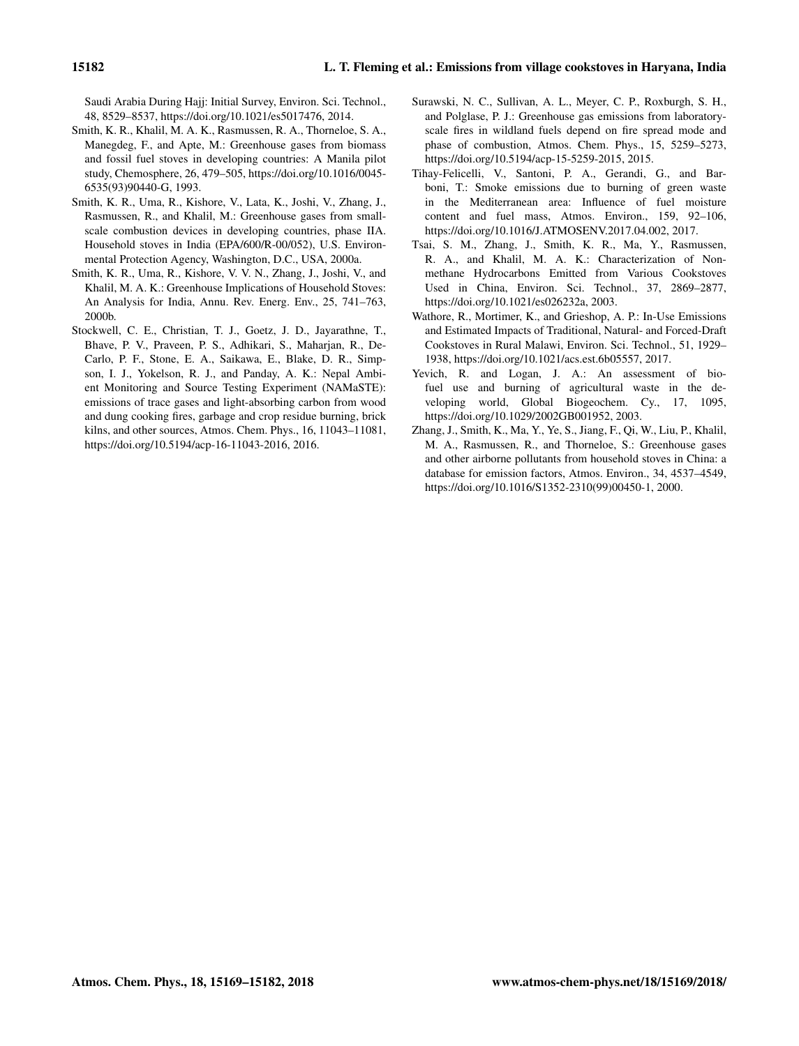Saudi Arabia During Hajj: Initial Survey, Environ. Sci. Technol., 48, 8529–8537, https://doi.org/10.1021/es5017476, 2014.

Smith, K. R., Khalil, M. A. K., Rasmussen, R. A., Thorneloe, S. A., Manegdeg, F., and Apte, M.: Greenhouse gases from biomass and fossil fuel stoves in developing countries: A Manila pilot study, Chemosphere, 26, 479–505, https://doi.org/10.1016/0045-6535(93)90440-G, 1993.

Smith, K. R., Uma, R., Kishore, V., Lata, K., Joshi, V., Zhang, J., Rasmussen, R., and Khalil, M.: Greenhouse gases from small-scale combustion devices in developing countries, phase IIA. Household stoves in India (EPA/600/R-00/052), U.S. Environmental Protection Agency, Washington, D.C., USA, 2000a.

Smith, K. R., Uma, R., Kishore, V. V. N., Zhang, J., Joshi, V., and Khalil, M. A. K.: Greenhouse Implications of Household Stoves: An Analysis for India, Annu. Rev. Energ. Env., 25, 741–763, 2000b.

Stockwell, C. E., Christian, T. J., Goetz, J. D., Jayarathne, T., Bhave, P. V., Praveen, P. S., Adhikari, S., Maharjan, R., DeCarlo, P. F., Stone, E. A., Saikawa, E., Blake, D. R., Simpson, I. J., Yokelson, R. J., and Panday, A. K.: Nepal Ambient Monitoring and Source Testing Experiment (NAMaSTE): emissions of trace gases and light-absorbing carbon from wood and dung cooking fires, garbage and crop residue burning, brick kilns, and other sources, Atmos. Chem. Phys., 16, 11043–11081, https://doi.org/10.5194/acp-16-11043-2016, 2016.

Surawski, N. C., Sullivan, A. L., Meyer, C. P., Roxburgh, S. H., and Polglase, P. J.: Greenhouse gas emissions from laboratory-scale fires in wildland fuels depend on fire spread mode and phase of combustion, Atmos. Chem. Phys., 15, 5259–5273, https://doi.org/10.5194/acp-15-5259-2015, 2015.

Tihay-Felicelli, V., Santoni, P. A., Gerandi, G., and Barboni, T.: Smoke emissions due to burning of green waste in the Mediterranean area: Influence of fuel moisture content and fuel mass, Atmos. Environ., 159, 92–106, https://doi.org/10.1016/J.ATMOSENV.2017.04.002, 2017.

Tsai, S. M., Zhang, J., Smith, K. R., Ma, Y., Rasmussen, R. A., and Khalil, M. A. K.: Characterization of Non-methane Hydrocarbons Emitted from Various Cookstoves Used in China, Environ. Sci. Technol., 37, 2869–2877, https://doi.org/10.1021/es026232a, 2003.

Wathore, R., Mortimer, K., and Grieshop, A. P.: In-Use Emissions and Estimated Impacts of Traditional, Natural- and Forced-Draft Cookstoves in Rural Malawi, Environ. Sci. Technol., 51, 1929–1938, https://doi.org/10.1021/acs.est.6b05557, 2017.

Yevich, R. and Logan, J. A.: An assessment of biofuel use and burning of agricultural waste in the developing world, Global Biogeochem. Cy., 17, 1095, https://doi.org/10.1029/2002GB001952, 2003.

Zhang, J., Smith, K., Ma, Y., Ye, S., Jiang, F., Qi, W., Liu, P., Khalil, M. A., Rasmussen, R., and Thorneloe, S.: Greenhouse gases and other airborne pollutants from household stoves in China: a database for emission factors, Atmos. Environ., 34, 4537–4549, https://doi.org/10.1016/S1352-2310(99)00450-1, 2000.